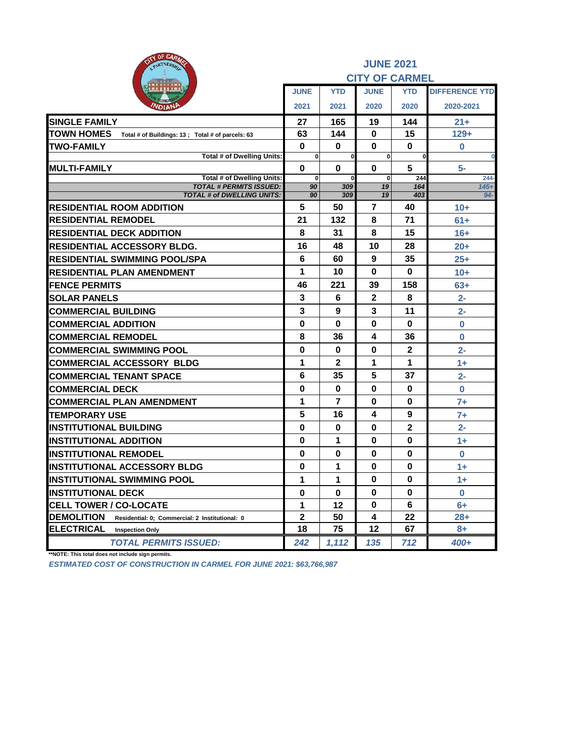# JUNE 2021

## CITY OF CARMEL

| | JUNE 2021 | YTD 2021 | JUNE 2020 | YTD 2020 | DIFFERENCE YTD 2020-2021 |
|---|---|---|---|---|---|
| **SINGLE FAMILY** | 27 | 165 | 19 | 144 | 21+ |
| **TOWN HOMES** Total # of Buildings: 13 ; Total # of parcels: 63 | 63 | 144 | 0 | 15 | 129+ |
| **TWO-FAMILY** | 0 | 0 | 0 | 0 | 0 |
| Total # of Dwelling Units: | 0 | 0 | 0 | 0 | 0 |
| **MULTI-FAMILY** | 0 | 0 | 0 | 5 | 5- |
| Total # of Dwelling Units: | 0 | 0 | 0 | 244 | 244- |
| *TOTAL # PERMITS ISSUED:* | *90* | *309* | *19* | *164* | *145+* |
| *TOTAL # of DWELLING UNITS:* | *90* | *309* | *19* | *403* | *94-* |
| **RESIDENTIAL ROOM ADDITION** | 5 | 50 | 7 | 40 | 10+ |
| **RESIDENTIAL REMODEL** | 21 | 132 | 8 | 71 | 61+ |
| **RESIDENTIAL DECK ADDITION** | 8 | 31 | 8 | 15 | 16+ |
| **RESIDENTIAL ACCESSORY BLDG.** | 16 | 48 | 10 | 28 | 20+ |
| **RESIDENTIAL SWIMMING POOL/SPA** | 6 | 60 | 9 | 35 | 25+ |
| **RESIDENTIAL PLAN AMENDMENT** | 1 | 10 | 0 | 0 | 10+ |
| **FENCE PERMITS** | 46 | 221 | 39 | 158 | 63+ |
| **SOLAR PANELS** | 3 | 6 | 2 | 8 | 2- |
| **COMMERCIAL BUILDING** | 3 | 9 | 3 | 11 | 2- |
| **COMMERCIAL ADDITION** | 0 | 0 | 0 | 0 | 0 |
| **COMMERCIAL REMODEL** | 8 | 36 | 4 | 36 | 0 |
| **COMMERCIAL SWIMMING POOL** | 0 | 0 | 0 | 2 | 2- |
| **COMMERCIAL ACCESSORY BLDG** | 1 | 2 | 1 | 1 | 1+ |
| **COMMERCIAL TENANT SPACE** | 6 | 35 | 5 | 37 | 2- |
| **COMMERCIAL DECK** | 0 | 0 | 0 | 0 | 0 |
| **COMMERCIAL PLAN AMENDMENT** | 1 | 7 | 0 | 0 | 7+ |
| **TEMPORARY USE** | 5 | 16 | 4 | 9 | 7+ |
| **INSTITUTIONAL BUILDING** | 0 | 0 | 0 | 2 | 2- |
| **INSTITUTIONAL ADDITION** | 0 | 1 | 0 | 0 | 1+ |
| **INSTITUTIONAL REMODEL** | 0 | 0 | 0 | 0 | 0 |
| **INSTITUTIONAL ACCESSORY BLDG** | 0 | 1 | 0 | 0 | 1+ |
| **INSTITUTIONAL SWIMMING POOL** | 1 | 1 | 0 | 0 | 1+ |
| **INSTITUTIONAL DECK** | 0 | 0 | 0 | 0 | 0 |
| **CELL TOWER / CO-LOCATE** | 1 | 12 | 0 | 6 | 6+ |
| **DEMOLITION** Residential: 0; Commercial: 2 Institutional: 0 | 2 | 50 | 4 | 22 | 28+ |
| **ELECTRICAL** Inspection Only | 18 | 75 | 12 | 67 | 8+ |
| *TOTAL PERMITS ISSUED:* | *242* | *1,112* | *135* | *712* | *400+* |

**NOTE: This total does not include sign permits.

*ESTIMATED COST OF CONSTRUCTION IN CARMEL FOR JUNE 2021: $63,766,987*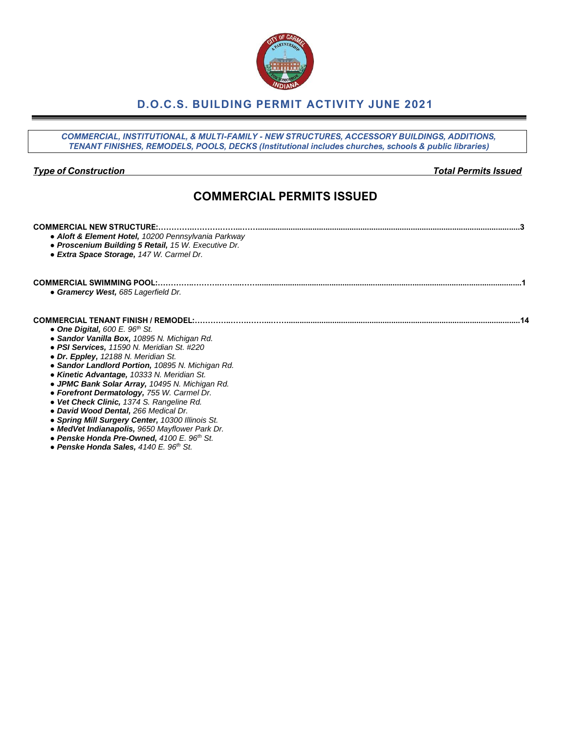# D.O.C.S. BUILDING PERMIT ACTIVITY JUNE 2021

***COMMERCIAL, INSTITUTIONAL, & MULTI-FAMILY - NEW STRUCTURES, ACCESSORY BUILDINGS, ADDITIONS, TENANT FINISHES, REMODELS, POOLS, DECKS (Institutional includes churches, schools & public libraries)***

***Type of Construction*** | ***Total Permits Issued***

## COMMERCIAL PERMITS ISSUED

**COMMERCIAL NEW STRUCTURE:……………………………………………………………3**

- ***Aloft & Element Hotel,*** *10200 Pennsylvania Parkway*
- ***Proscenium Building 5 Retail,*** *15 W. Executive Dr.*
- ***Extra Space Storage,*** *147 W. Carmel Dr.*

**COMMERCIAL SWIMMING POOL:……………………………………………………………1**

- ***Gramercy West,*** *685 Lagerfield Dr.*

**COMMERCIAL TENANT FINISH / REMODEL:……………………………………………………………14**

- ***One Digital,*** *600 E. 96th St.*
- ***Sandor Vanilla Box,*** *10895 N. Michigan Rd.*
- ***PSI Services,*** *11590 N. Meridian St. #220*
- ***Dr. Eppley,*** *12188 N. Meridian St.*
- ***Sandor Landlord Portion,*** *10895 N. Michigan Rd.*
- ***Kinetic Advantage,*** *10333 N. Meridian St.*
- ***JPMC Bank Solar Array,*** *10495 N. Michigan Rd.*
- ***Forefront Dermatology,*** *755 W. Carmel Dr.*
- ***Vet Check Clinic,*** *1374 S. Rangeline Rd.*
- ***David Wood Dental,*** *266 Medical Dr.*
- ***Spring Mill Surgery Center,*** *10300 Illinois St.*
- ***MedVet Indianapolis,*** *9650 Mayflower Park Dr.*
- ***Penske Honda Pre-Owned,*** *4100 E. 96th St.*
- ***Penske Honda Sales,*** *4140 E. 96th St.*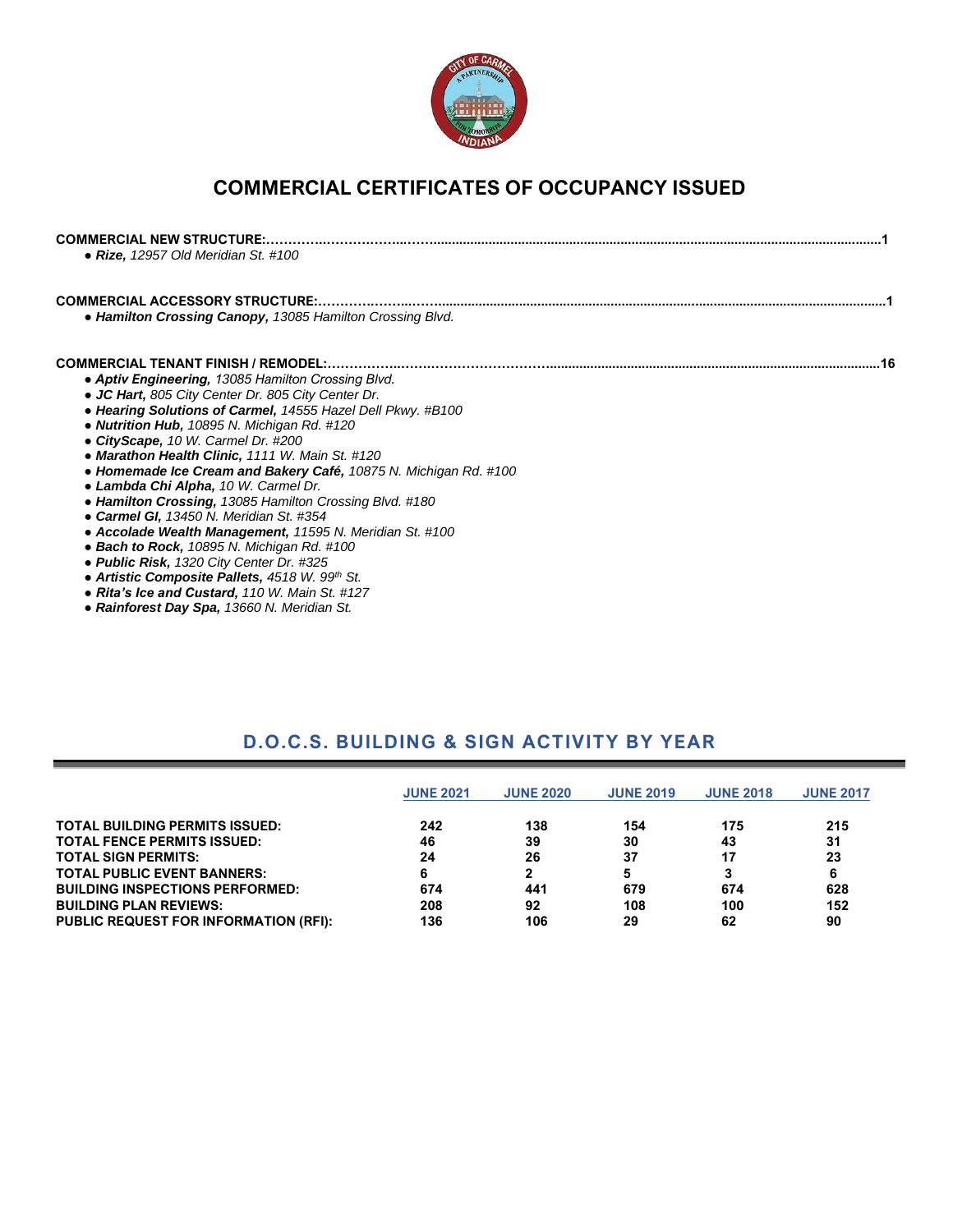# COMMERCIAL CERTIFICATES OF OCCUPANCY ISSUED

**COMMERCIAL NEW STRUCTURE:……………………………………………1**

- ***Rize,*** *12957 Old Meridian St. #100*

**COMMERCIAL ACCESSORY STRUCTURE:……………………………………………1**

- ***Hamilton Crossing Canopy,*** *13085 Hamilton Crossing Blvd.*

**COMMERCIAL TENANT FINISH / REMODEL:……………………………………………16**

- ***Aptiv Engineering,*** *13085 Hamilton Crossing Blvd.*
- ***JC Hart,*** *805 City Center Dr. 805 City Center Dr.*
- ***Hearing Solutions of Carmel,*** *14555 Hazel Dell Pkwy. #B100*
- ***Nutrition Hub,*** *10895 N. Michigan Rd. #120*
- ***CityScape,*** *10 W. Carmel Dr. #200*
- ***Marathon Health Clinic,*** *1111 W. Main St. #120*
- ***Homemade Ice Cream and Bakery Café,*** *10875 N. Michigan Rd. #100*
- ***Lambda Chi Alpha,*** *10 W. Carmel Dr.*
- ***Hamilton Crossing,*** *13085 Hamilton Crossing Blvd. #180*
- ***Carmel GI,*** *13450 N. Meridian St. #354*
- ***Accolade Wealth Management,*** *11595 N. Meridian St. #100*
- ***Bach to Rock,*** *10895 N. Michigan Rd. #100*
- ***Public Risk,*** *1320 City Center Dr. #325*
- ***Artistic Composite Pallets,*** *4518 W. 99th St.*
- ***Rita's Ice and Custard,*** *110 W. Main St. #127*
- ***Rainforest Day Spa,*** *13660 N. Meridian St.*

## D.O.C.S. BUILDING & SIGN ACTIVITY BY YEAR

| | JUNE 2021 | JUNE 2020 | JUNE 2019 | JUNE 2018 | JUNE 2017 |
|---|---|---|---|---|---|
| **TOTAL BUILDING PERMITS ISSUED:** | 242 | 138 | 154 | 175 | 215 |
| **TOTAL FENCE PERMITS ISSUED:** | 46 | 39 | 30 | 43 | 31 |
| **TOTAL SIGN PERMITS:** | 24 | 26 | 37 | 17 | 23 |
| **TOTAL PUBLIC EVENT BANNERS:** | 6 | 2 | 5 | 3 | 6 |
| **BUILDING INSPECTIONS PERFORMED:** | 674 | 441 | 679 | 674 | 628 |
| **BUILDING PLAN REVIEWS:** | 208 | 92 | 108 | 100 | 152 |
| **PUBLIC REQUEST FOR INFORMATION (RFI):** | 136 | 106 | 29 | 62 | 90 |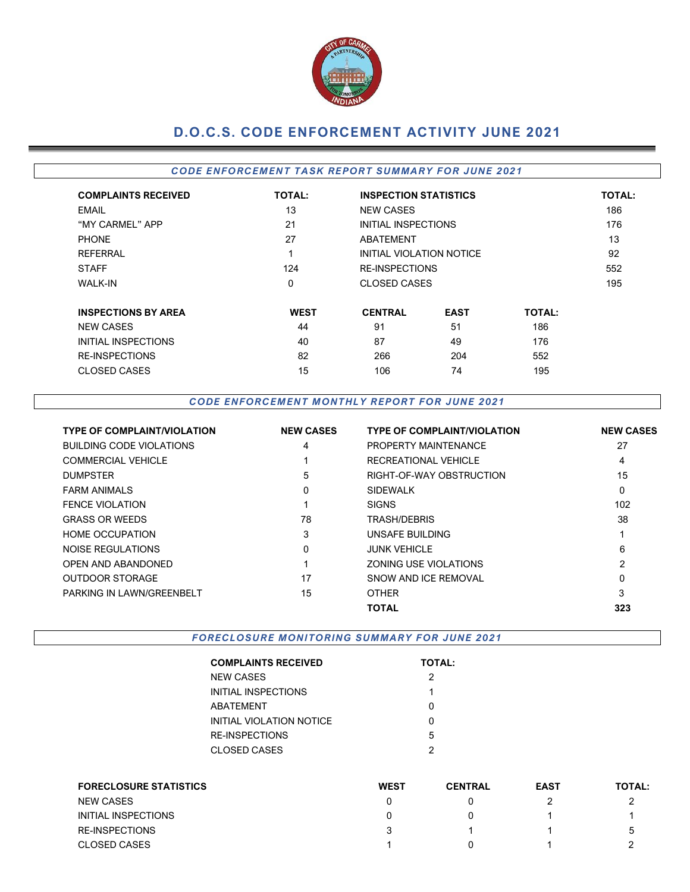# D.O.C.S. CODE ENFORCEMENT ACTIVITY JUNE 2021

## *CODE ENFORCEMENT TASK REPORT SUMMARY FOR JUNE 2021*

| COMPLAINTS RECEIVED | TOTAL: | INSPECTION STATISTICS | TOTAL: |
|---|---|---|---|
| EMAIL | 13 | NEW CASES | 186 |
| "MY CARMEL" APP | 21 | INITIAL INSPECTIONS | 176 |
| PHONE | 27 | ABATEMENT | 13 |
| REFERRAL | 1 | INITIAL VIOLATION NOTICE | 92 |
| STAFF | 124 | RE-INSPECTIONS | 552 |
| WALK-IN | 0 | CLOSED CASES | 195 |

| INSPECTIONS BY AREA | WEST | CENTRAL | EAST | TOTAL: |
|---|---|---|---|---|
| NEW CASES | 44 | 91 | 51 | 186 |
| INITIAL INSPECTIONS | 40 | 87 | 49 | 176 |
| RE-INSPECTIONS | 82 | 266 | 204 | 552 |
| CLOSED CASES | 15 | 106 | 74 | 195 |

## *CODE ENFORCEMENT MONTHLY REPORT FOR JUNE 2021*

| TYPE OF COMPLAINT/VIOLATION | NEW CASES | TYPE OF COMPLAINT/VIOLATION | NEW CASES |
|---|---|---|---|
| BUILDING CODE VIOLATIONS | 4 | PROPERTY MAINTENANCE | 27 |
| COMMERCIAL VEHICLE | 1 | RECREATIONAL VEHICLE | 4 |
| DUMPSTER | 5 | RIGHT-OF-WAY OBSTRUCTION | 15 |
| FARM ANIMALS | 0 | SIDEWALK | 0 |
| FENCE VIOLATION | 1 | SIGNS | 102 |
| GRASS OR WEEDS | 78 | TRASH/DEBRIS | 38 |
| HOME OCCUPATION | 3 | UNSAFE BUILDING | 1 |
| NOISE REGULATIONS | 0 | JUNK VEHICLE | 6 |
| OPEN AND ABANDONED | 1 | ZONING USE VIOLATIONS | 2 |
| OUTDOOR STORAGE | 17 | SNOW AND ICE REMOVAL | 0 |
| PARKING IN LAWN/GREENBELT | 15 | OTHER | 3 |
| | | **TOTAL** | **323** |

## *FORECLOSURE MONITORING SUMMARY FOR JUNE 2021*

| COMPLAINTS RECEIVED | TOTAL: |
|---|---|
| NEW CASES | 2 |
| INITIAL INSPECTIONS | 1 |
| ABATEMENT | 0 |
| INITIAL VIOLATION NOTICE | 0 |
| RE-INSPECTIONS | 5 |
| CLOSED CASES | 2 |

| FORECLOSURE STATISTICS | WEST | CENTRAL | EAST | TOTAL: |
|---|---|---|---|---|
| NEW CASES | 0 | 0 | 2 | 2 |
| INITIAL INSPECTIONS | 0 | 0 | 1 | 1 |
| RE-INSPECTIONS | 3 | 1 | 1 | 5 |
| CLOSED CASES | 1 | 0 | 1 | 2 |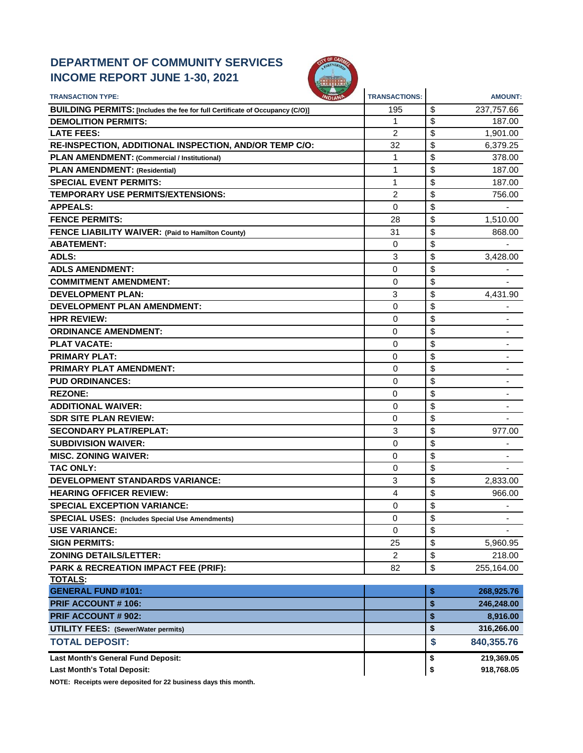# DEPARTMENT OF COMMUNITY SERVICES
# INCOME REPORT JUNE 1-30, 2021

| TRANSACTION TYPE: | TRANSACTIONS: | AMOUNT: |
|---|---|---|
| **BUILDING PERMITS: [Includes the fee for full Certificate of Occupancy (C/O)]** | 195 | $ 237,757.66 |
| **DEMOLITION PERMITS:** | 1 | $ 187.00 |
| **LATE FEES:** | 2 | $ 1,901.00 |
| **RE-INSPECTION, ADDITIONAL INSPECTION, AND/OR TEMP C/O:** | 32 | $ 6,379.25 |
| **PLAN AMENDMENT: (Commercial / Institutional)** | 1 | $ 378.00 |
| **PLAN AMENDMENT: (Residential)** | 1 | $ 187.00 |
| **SPECIAL EVENT PERMITS:** | 1 | $ 187.00 |
| **TEMPORARY USE PERMITS/EXTENSIONS:** | 2 | $ 756.00 |
| **APPEALS:** | 0 | $ - |
| **FENCE PERMITS:** | 28 | $ 1,510.00 |
| **FENCE LIABILITY WAIVER: (Paid to Hamilton County)** | 31 | $ 868.00 |
| **ABATEMENT:** | 0 | $ - |
| **ADLS:** | 3 | $ 3,428.00 |
| **ADLS AMENDMENT:** | 0 | $ - |
| **COMMITMENT AMENDMENT:** | 0 | $ - |
| **DEVELOPMENT PLAN:** | 3 | $ 4,431.90 |
| **DEVELOPMENT PLAN AMENDMENT:** | 0 | $ - |
| **HPR REVIEW:** | 0 | $ - |
| **ORDINANCE AMENDMENT:** | 0 | $ - |
| **PLAT VACATE:** | 0 | $ - |
| **PRIMARY PLAT:** | 0 | $ - |
| **PRIMARY PLAT AMENDMENT:** | 0 | $ - |
| **PUD ORDINANCES:** | 0 | $ - |
| **REZONE:** | 0 | $ - |
| **ADDITIONAL WAIVER:** | 0 | $ - |
| **SDR SITE PLAN REVIEW:** | 0 | $ - |
| **SECONDARY PLAT/REPLAT:** | 3 | $ 977.00 |
| **SUBDIVISION WAIVER:** | 0 | $ - |
| **MISC. ZONING WAIVER:** | 0 | $ - |
| **TAC ONLY:** | 0 | $ - |
| **DEVELOPMENT STANDARDS VARIANCE:** | 3 | $ 2,833.00 |
| **HEARING OFFICER REVIEW:** | 4 | $ 966.00 |
| **SPECIAL EXCEPTION VARIANCE:** | 0 | $ - |
| **SPECIAL USES: (Includes Special Use Amendments)** | 0 | $ - |
| **USE VARIANCE:** | 0 | $ - |
| **SIGN PERMITS:** | 25 | $ 5,960.95 |
| **ZONING DETAILS/LETTER:** | 2 | $ 218.00 |
| **PARK & RECREATION IMPACT FEE (PRIF):** | 82 | $ 255,164.00 |
| **TOTALS:** | | |
| **GENERAL FUND #101:** | | **$ 268,925.76** |
| **PRIF ACCOUNT # 106:** | | **$ 246,248.00** |
| **PRIF ACCOUNT # 902:** | | **$ 8,916.00** |
| **UTILITY FEES: (Sewer/Water permits)** | | **$ 316,266.00** |
| **TOTAL DEPOSIT:** | | **$ 840,355.76** |
| **Last Month's General Fund Deposit:** | | **$ 219,369.05** |
| **Last Month's Total Deposit:** | | **$ 918,768.05** |

**NOTE: Receipts were deposited for 22 business days this month.**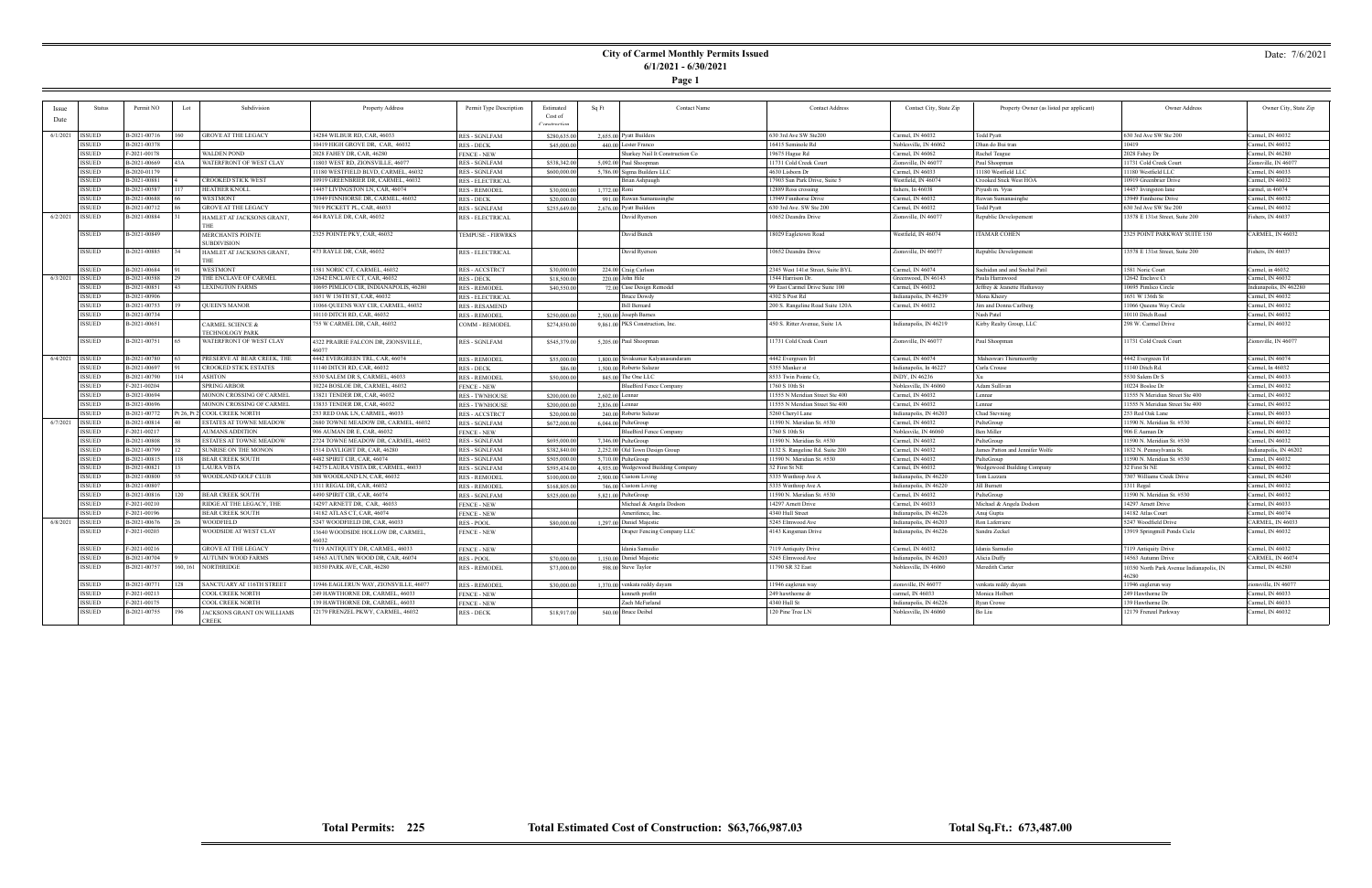# City of Carmel Monthly Permits Issued

**6/1/2021 - 6/30/2021**

Date: 7/6/2021

| Issue Date | Status | Permit NO | Lot | Subdivision | Property Address | Permit Type Description | Estimated Cost of Construction | Sq Ft | Contact Name | Contact Address | Contact City, State Zip | Property Owner (as listed per applicant) | Owner Address | Owner City, State Zip |
|---|---|---|---|---|---|---|---|---|---|---|---|---|---|---|
| 6/1/2021 | ISSUED | B-2021-00716 | 160 | GROVE AT THE LEGACY | 14284 WILBUR RD, CARMEL, 46033 | RES - SGNLFAM | $280,635.00 | 2,655.00 | Pyatt Builders | 630 3rd Ave SW Ste200 | Carmel, IN 46032 | Todd Pyatt | 630 3rd Ave SW Ste 200 | Carmel, IN 46032 |
| | ISSUED | B-2021-00378 | | | 10419 HIGH GROVE DR, CARMEL, 46032 | RES - DECK | $45,000.00 | 440.00 | Lester Franco | 16415 Seminole Rd | Noblesville, IN 46062 | Dhan do Bui tran | 10419 | Carmel, IN 46032 |
| | ISSUED | F-2021-00178 | | WALDEN POND | 2028 FAHEY DR, CARMEL, 46280 | FENCE - NEW | | | Sharkey Nail It Construction Co | 19675 Hague Rd | Carmel, IN 46062 | Rachel Teague | 2028 Fahey Dr | Carmel, IN 46280 |
| | ISSUED | B-2021-00669 | 43A | WATERFRONT OF WEST CLAY | 11803 WEST RD, ZIONSVILLE, 46077 | RES - SGNLFAM | $538,342.00 | 5,092.00 | Paul Shoopman | 11731 Cold Creek Court | Zionsville, IN 46077 | Paul Shoopman | 11731 Cold Creek Court | Zionsville, IN 46077 |
| | ISSUED | B-2020-01179 | | | 11180 WESTFIELD BLVD, CARMEL, 46032 | RES - SGNLFAM | $600,000.00 | 5,786.00 | Sigma Builders LLC | 4630 Lisborn Dr | Carmel, IN 46033 | 11180 Westfield LLC | 11180 Westfield LLC | Carmel, IN 46033 |
| | ISSUED | B-2021-00881 | 4 | CROOKED STICK WEST | 10919 GREENBRIER DR, CARMEL, 46032 | RES - ELECTRICAL | | | Brian Ashpaugh | 17903 Sun Park Drive, Suite 5 | Westfield, IN 46074 | Crooked Stick West HOA | 10919 Greenbrier Drive | Carmel, IN 46032 |
| | ISSUED | B-2021-00587 | 117 | HEATHER KNOLL | 14457 LIVINGSTON LN, CARMEL, 46074 | RES - REMODEL | $30,000.00 | 1,772.00 | Ronu | 12889 Rosa crossing | fishers, In 46038 | Piyush m. Vyas | 14457 livingston lane | carmel, in 46074 |
| | ISSUED | B-2021-00688 | 66 | WESTMONT | 13949 FINNHORSE DR, CARMEL, 46032 | RES - DECK | $20,000.00 | 991.00 | Ruwan Sumanasinghe | 13949 Finnhorse Drive | Carmel, IN 46032 | Ruwan Sumanasinghe | 13949 Finnhorse Drive | Carmel, IN 46032 |
| | ISSUED | B-2021-00712 | 86 | GROVE AT THE LEGACY | 7019 PICKETT PL, CARMEL, 46033 | RES - SGNLFAM | $255,649.00 | 2,676.00 | Pyatt Builders | 630 3rd Ave. SW Ste 200 | Carmel, IN 46032 | Todd Pyatt | 630 3rd Ave SW Ste 200 | Carmel, IN 46032 |
| 6/2/2021 | ISSUED | B-2021-00884 | 31 | HAMLET AT JACKSONS GRANT, THE | 464 RAYLE DR, CAR, 46032 | RES - ELECTRICAL | | | David Ryerson | 10652 Deandra Drive | Zionsville, IN 46077 | Republic Developement | 13578 E 131st Street, Suite 200 | Fishers, IN 46037 |
| | ISSUED | B-2021-00849 | | MERCHANTS POINTE SUBDIVISION | 2325 POINTE PKY, CAR, 46032 | TEMPUSE - FIRWRKS | | | David Bunch | 18029 Eagletown Road | Westfield, IN 46074 | ITAMAR COHEN | 2325 POINT PARKWAY SUITE 150 | CARMEL, IN 46032 |
| | ISSUED | B-2021-00885 | 34 | HAMLET AT JACKSONS GRANT, THE | 473 RAYLE DR, CAR, 46032 | RES - ELECTRICAL | | | David Ryerson | 10652 Deandra Drive | Zionsville, IN 46077 | Republic Developement | 13578 E 131st Street, Suite 200 | Fishers, IN 46037 |
| | ISSUED | B-2021-00684 | 91 | WESTMONT | 1581 NORIC CT, CARMEL, 46032 | RES - ACCSTRCT | $30,000.00 | 224.00 | Craig Carlson | 2345 West 141st Street, Suite BYL | Carmel, IN 46074 | Sachidan and and Snehal Patil | 1581 Noric Court | Carmel, in 46032 |
| 6/3/2021 | ISSUED | B-2021-00588 | 29 | THE ENCLAVE OF CARMEL | 12642 ENCLAVE CT, CAR, 46032 | RES - DECK | $18,500.00 | 220.00 | John Hile | 1544 Harrison Dr. | Greenwood, IN 46143 | Paula Harrawood | 12642 Enclave Ct | Carmel, IN 46032 |
| | ISSUED | B-2021-00851 | 45 | LEXINGTON FARMS | 10695 PIMLICO CIR, INDIANAPOLIS, 46280 | RES - REMODEL | $40,550.00 | 72.00 | Case Design Remodel | 99 East Carmel Drive Suite 100 | Carmel, IN 46032 | Jeffrey & Jeanette Hathaway | 10695 Pimlico Circle | Indianapolis, IN 462280 |
| | ISSUED | B-2021-00906 | | | 1651 W 136TH ST, CAR, 46032 | RES - ELECTRICAL | | | Bruce Dowdy | 4302 S Post Rd | Indianapolis, IN 46239 | Mona Khairy | 1651 W 136th St | Carmel, IN 46032 |
| | ISSUED | B-2021-00753 | 19 | QUEEN'S MANOR | 11066 QUEENS WAY CIR, CARMEL, 46032 | RES - RESAMEND | | | Bill Bernard | 200 S. Rangeline Road Suite 120A | Carmel, IN 46032 | Jim and Donna Carlberg | 11066 Queens Way Circle | Carmel, IN 46032 |
| | ISSUED | B-2021-00734 | | | 10110 DITCH RD, CAR, 46032 | RES - REMODEL | $250,000.00 | 2,300.00 | Joseph Barnes | | | Nash Patel | 10110 Ditch Road | Carmel, IN 46032 |
| | ISSUED | B-2021-00651 | | CARMEL SCIENCE & TECHNOLOGY PARK | 755 W CARMEL DR, CAR, 46032 | COMM - REMODEL | $274,850.00 | 9,861.00 | PKS Construction, Inc. | 450 S. Ritter Avenue, Suite 1A | Indianapolis, IN 46219 | Kirby Realty Group, LLC | 298 W. Carmel Drive | Carmel, IN 46032 |
| | ISSUED | B-2021-00751 | 65 | WATERFRONT OF WEST CLAY | 4322 PRAIRIE FALCON DR, ZIONSVILLE, 46077 | RES - SGNLFAM | $545,379.00 | 5,205.00 | Paul Shoopman | 11731 Cold Creek Court | Zionsville, IN 46077 | Paul Shoopman | 11731 Cold Creek Court | Zionsville, IN 46077 |
| 6/4/2021 | ISSUED | B-2021-00780 | 63 | PRESERVE AT BEAR CREEK, THE | 4442 EVERGREEN TRL, CAR, 46074 | RES - REMODEL | $55,000.00 | 1,800.00 | Sivakumar Kalyanasundaram | 4442 Evergreen Trl | Carmel, IN 46074 | Maheswari Thirumoorthy | 4442 Evergreen Trl | Carmel, IN 46074 |
| | ISSUED | B-2021-00697 | 91 | CROOKED STICK ESTATES | 11140 DITCH RD, CAR, 46032 | RES - DECK | $86.00 | 1,500.00 | Roberto Salazar | 5355 Munker st | Indianapolis, In 46227 | Carla Crouse | 11140 Ditch Rd. | Carmel, In 46032 |
| | ISSUED | B-2021-00790 | 114 | ASHTON | 5530 SALEM DR S, CARMEL, 46033 | RES - REMODEL | $50,000.00 | 845.00 | The One LLC | 8533 Twin Pointe Cr, | INDY, IN 46236 | Xu | 5530 Salem Dr S | Carmel, IN 46033 |
| | ISSUED | F-2021-00204 | | SPRING ARBOR | 10224 BOSLOE DR, CARMEL, 46032 | FENCE - NEW | | | Bluebird Fence Company | 1760 S 10th St | Noblesville, IN 46060 | Adam Sullivan | 10224 Bosloe Dr | Carmel, IN 46032 |
| | ISSUED | B-2021-00694 | | MONON CROSSING OF CARMEL | 13821 TENDER DR, CAR, 46032 | RES - TWNHOUSE | $200,000.00 | 2,602.00 | Lennar | 11555 N Meridian Street Ste 400 | Carmel, IN 46032 | Lennar | 11555 N Meridian Street Ste 400 | Carmel, IN 46032 |
| | ISSUED | B-2021-00696 | | MONON CROSSING OF CARMEL | 13833 TENDER DR, CAR, 46032 | RES - TWNHOUSE | $200,000.00 | 2,836.00 | Lennar | 11555 N Meridian Street Ste 400 | Carmel, IN 46032 | Lennar | 11555 N Meridian Street Ste 400 | Carmel, IN 46032 |
| | ISSUED | B-2021-00772 | Pt 26, Pt 2 | COOL CREEK NORTH | 253 RED OAK LN, CARMEL, 46033 | RES - ACCSTRCT | $20,000.00 | 240.00 | Roberto Salazar | 5260 Cheryl Lane | Indianapolis, IN 46203 | Chad Stevning | 253 Red Oak Lane | Carmel, IN 46033 |
| 6/7/2021 | ISSUED | B-2021-00814 | 40 | ESTATES AT TOWNE MEADOW | 2680 TOWNE MEADOW DR, CARMEL, 46032 | RES - SGNLFAM | $672,000.00 | 6,044.00 | PulteGroup | 11590 N. Meridian St. #530 | Carmel, IN 46032 | PulteGroup | 11590 N. Meridian St. #530 | Carmel, IN 46032 |
| | ISSUED | F-2021-00217 | | AUMANS ADDITION | 906 AUMAN DR E, CAR, 46032 | FENCE - NEW | | | Bluebird Fence Company | 1760 S 10th St | Noblesville, IN 46060 | Ben Miller | 906 E Auman Dr | Carmel, IN 46032 |
| | ISSUED | B-2021-00808 | 38 | ESTATES AT TOWNE MEADOW | 2724 TOWNE MEADOW DR, CARMEL, 46032 | RES - SGNLFAM | $695,000.00 | 7,346.00 | PulteGroup | 11590 N. Meridian St. #530 | Carmel, IN 46032 | PulteGroup | 11590 N. Meridian St. #530 | Carmel, IN 46032 |
| | ISSUED | B-2021-00799 | 12 | SUNRISE ON THE MONON | 1514 DAYLIGHT DR, CAR, 46280 | RES - SGNLFAM | $382,840.00 | 2,252.00 | Old Town Design Group | 1132 S. Rangeline Rd. Suite 200 | Carmel, IN 46032 | James Patton and Jennifer Wolfe | 1832 N. Pennsylvania St. | Indianapolis, IN 46202 |
| | ISSUED | B-2021-00815 | 118 | BEAR CREEK SOUTH | 4482 SPIRIT CIR, CAR, 46074 | RES - SGNLFAM | $505,000.00 | 5,710.00 | PulteGroup | 11590 N. Meridian St. #530 | Carmel, IN 46032 | PulteGroup | 11590 N. Meridian St. #530 | Carmel, IN 46032 |
| | ISSUED | B-2021-00821 | 13 | LAURA VISTA | 14275 LAURA VISTA DR, CARMEL, 46033 | RES - SGNLFAM | $595,434.00 | 4,935.00 | Wedgewood Building Company | 32 First St NE | Carmel, IN 46032 | Wedgewood Building Company | 32 First St NE | Carmel, IN 46032 |
| | ISSUED | B-2021-00800 | 55 | WOODLAND GOLF CLUB | 308 WOODLAND LN, CAR, 46032 | RES - REMODEL | $100,000.00 | 2,900.00 | Custom Living | 5335 Winthrop Ave A | Indianapolis, IN 46220 | Tom Lazzara | 7307 Williams Creek Drive | Carmel, IN 46240 |
| | ISSUED | B-2021-00807 | | | 1311 REGAL DR, CAR, 46032 | RES - REMODEL | $168,805.00 | 746.00 | Custom Living | 5335 Winthrop Ave A | Indianapolis, IN 46220 | Jill Burnett | 1311 Regal | Carmel, IN 46032 |
| | ISSUED | B-2021-00816 | 120 | BEAR CREEK SOUTH | 4490 SPIRIT CIR, CAR, 46074 | RES - SGNLFAM | $525,000.00 | 5,821.00 | PulteGroup | 11590 N. Meridian St. #530 | Carmel, IN 46032 | PulteGroup | 11590 N. Meridian St. #530 | Carmel, IN 46032 |
| | ISSUED | F-2021-00210 | | RIDGE AT THE LEGACY, THE | 14297 ARNETT DR, CAR, 46033 | FENCE - NEW | | | Michael & Angela Dodson | 14297 Arnett Drive | Carmel, IN 46033 | Michael & Angela Dodson | 14297 Arnett Drive | Carmel, IN 46033 |
| | ISSUED | F-2021-00196 | | BEAR CREEK SOUTH | 14182 ATLAS CT, CAR, 46074 | FENCE - NEW | | | Amerifence, Inc | 4340 Hull Street | Indianapolis, IN 46226 | Anuj Gupta | 14182 Atlas Court | Carmel, IN 46074 |
| 6/8/2021 | ISSUED | B-2021-00676 | 26 | WOODFIELD | 5247 WOODFIELD DR, CAR, 46033 | RES - POOL | $80,000.00 | 1,297.00 | Daniel Majestic | 5245 Elmwood Ave | Indianapolis, IN 46203 | Ron Laferriere | 5247 Woodfield Drive | CARMEL, IN 46033 |
| | ISSUED | F-2021-00203 | | WOODSIDE AT WEST CLAY | 13640 WOODSIDE HOLLOW DR, CARMEL, 46032 | FENCE - NEW | | | Draper Fencing Company LLC | 4143 Kingsman Drive | Indianapolis, IN 46226 | Sandra Zeckel | 13919 Springmill Ponds Cicle | Carmel, IN 46032 |
| | ISSUED | F-2021-00216 | | GROVE AT THE LEGACY | 7119 ANTIQUITY DR, CARMEL, 46033 | FENCE - NEW | | | Idania Samudio | 7119 Antiquity Drive | Carmel, IN 46032 | Idania Samudio | 7119 Antiquity Drive | Carmel, IN 46032 |
| | ISSUED | B-2021-00704 | 9 | AUTUMN WOOD FARMS | 14563 AUTUMN WOOD DR, CAR, 46074 | RES - POOL | $70,000.00 | 1,150.00 | Daniel Majestic | 5245 Elmwood Ave | Indianapolis, IN 46203 | Alicia Duffy | 14563 Autumn Drive | CARMEL, IN 46074 |
| | ISSUED | B-2021-00757 | 160, 161 | NORTHRIDGE | 10350 PARK AVE, CAR, 46280 | RES - REMODEL | $73,000.00 | 598.00 | Steve Taylor | 11790 SR 32 East | Noblesville, IN 46060 | Meredith Carter | 10350 North Park Avenue Indianapolis, IN 46280 | Carmel, IN 46280 |
| | ISSUED | B-2021-00771 | 128 | SANCTUARY AT 116TH STREET | 11946 EAGLERUN WAY, ZIONSVILLE, 46077 | RES - REMODEL | $30,000.00 | 1,370.00 | venkata reddy dayam | 11946 eaglerun way | zionsville, IN 46077 | venkata reddy dayam | 11946 eaglerun way | zionsville, IN 46077 |
| | ISSUED | F-2021-00213 | | COOL CREEK NORTH | 249 HAWTHORNE DR, CARMEL, 46033 | FENCE - NEW | | | kenneth profitt | 249 hawthorne dr | carmel, IN 46033 | Monica Holbert | 249 Hawthorne Dr | Carmel, IN 46033 |
| | ISSUED | F-2021-00175 | | COOL CREEK NORTH | 139 HAWTHORNE DR, CARMEL, 46033 | FENCE - NEW | | | Zach McFarland | 4340 Hull St | Indianapolis, IN 46226 | Ryan Crowe | 139 Hawthorne Dr. | Carmel, IN 46033 |
| | ISSUED | B-2021-00755 | 196 | JACKSONS GRANT ON WILLIAMS CREEK | 12179 FRENZEL PKWY, CARMEL, 46032 | RES - DECK | $18,917.00 | 540.00 | Bruce Deibel | 120 Pine Tree LN | Noblesville, IN 46060 | Bo Liu | 12179 Frenzel Parkway | Carmel, IN 46032 |

**Total Permits: 225** **Total Estimated Cost of Construction: $63,766,987.03** **Total Sq.Ft.: 673,487.00**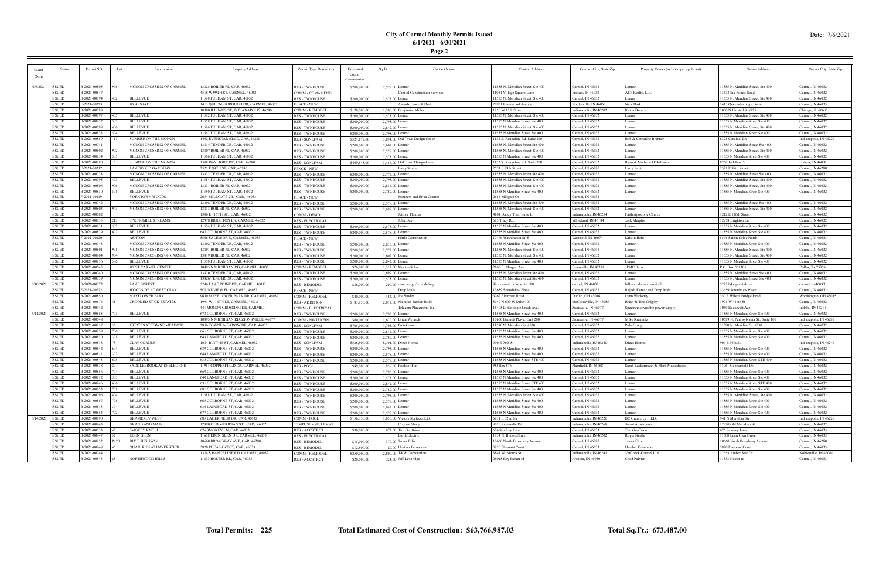# City of Carmel Monthly Permits Issued
## 6/1/2021 - 6/30/2021

Date: 7/6/2021

**Page 2**

| Issue Date | Status | Permit NO | Lot | Subdivision | Property Address | Permit Type Description | Estimated Cost of Construction | Sq Ft | Contact Name | Contact Address | Contact City, State Zip | Property Owner (as listed per applicant) | Owner Address | Owner City, State Zip |
|---|---|---|---|---|---|---|---|---|---|---|---|---|---|---|
| 6/9/2021 | ISSUED | B-2021-00805 | 905 | MONON CROSSING OF CARMEL | 13825 BOILER PL, CAR, 46032 | RES - TWNHOUSE | $200,000.00 | 2,578.00 | Lennar | 11555 N. Meridian Street, Ste 400 | Carmel, IN 46032 | Lennar | 11555 N. Meridian Street, Ste 400 | Carmel, IN 46032 |
| | ISSUED | B-2021-00847 | | | 4518 W 99TH ST, CARMEL, 46032 | COMM - COMAMEND | | | Capitol Construction Services | 11051 Village Square Lane | Fishers, IN 46038 | ACP Realty, LLC | 13333 Six Points Road | Carmel, IN 46032 |
| | ISSUED | B-2021-00794 | 402 | BELLEVUE | 11580 FULHAM ST, CAR, 46032 | RES - TWNHOUSE | $200,000.00 | 2,578.00 | Lennar | 11555 N. Meridian Street, Ste 400 | Carmel, IN 46032 | Lennar | 11555 N. Meridian Street, Ste 400 | Carmel, IN 46032 |
| | ISSUED | F-2021-00223 | | WOODGATE | 1413 QUEENSBOROUGH DR, CARMEL, 46033 | FENCE - NEW | | | Awards Fence & Deck | 20951 Riverwood Avenue | Noblesville, IN 46062 | Nick Dark | 1413 Queensborough Drive | Carmel, IN 46033 |
| | ISSUED | B-2021-00788 | | | 10300 ILLINOIS ST, INDIANAPOLIS, 46290 | COMM - REMODEL | $170,000.00 | 1,200.00 | Benjamin Miller | 1850 W 15th Street | Indianapolis, IN 46202 | Kevin Branch | 3000 N Halsted St #725 | Chicago, IL 60657 |
| | ISSUED | B-2021-00797 | 405 | BELLEVUE | 11592 FULHAM ST, CAR, 46032 | RES - TWNHOUSE | $200,000.00 | 2,578.00 | Lennar | 11555 N. Meridian Street, Ste 400 | Carmel, IN 46032 | Lennar | 11555 N. Meridian Street, Ste 400 | Carmel, IN 46032 |
| | ISSUED | B-2021-00832 | 503 | BELLEVUE | 11558 FULHAM ST, CAR, 46032 | RES - TWNHOUSE | $200,000.00 | 2,795.00 | Lennar | 11555 N Meridian Street Ste 400 | Carmel, IN 46032 | Lennar | 11555 N Meridian Street Ste 400 | Carmel, IN 46032 |
| | ISSUED | B-2021-00798 | 406 | BELLEVUE | 11596 FULHAM ST, CAR, 46032 | RES - TWNHOUSE | $200,000.00 | 2,842.00 | Lennar | 11555 N. Meridian Street, Ste 400 | Carmel, IN 46032 | Lennar | 11555 N. Meridian Street, Ste 400 | Carmel, IN 46032 |
| | ISSUED | B-2021-00833 | 504 | BELLEVUE | 11562 FULHAM ST, CAR, 46032 | RES - TWNHOUSE | $200,000.00 | 2,795.00 | Lennar | 11555 N Meridian Street Ste 400 | Carmel, IN 46032 | Lennar | 11555 N Meridian Street Ste 400 | Carmel, IN 46032 |
| | ISSUED | B-2021-00859 | 117 | SUNRISE ON THE MONON | 1492 EVENSTAR BLVD, CAR, 46280 | RES - SGNLFAM | $521,179.00 | 3,894.00 | Old Town Design Group | 1132 S. Rangeline Rd. Suite 200 | Carmel, IN 46032 | Bob & Catherine Bremer | 6325 Cardinal Ln | Indianapolis, IN 46220 |
| | ISSUED | B-2021-00741 | | MONON CROSSING OF CARMEL | 13814 TENDER DR, CAR, 46032 | RES - TWNHOUSE | $200,000.00 | 2,602.00 | Lennar | 11555 N. Meridian Street, Ste 400 | Carmel, IN 46032 | Lennar | 11555 N. Meridian Street Ste 400 | Carmel, IN 46032 |
| | ISSUED | B-2021-00802 | 902 | MONON CROSSING OF CARMEL | 13807 BOILER PL, CAR, 46032 | RES - TWNHOUSE | $200,000.00 | 2,578.00 | Lennar | 11555 N. Meridian Street, Ste 400 | Carmel, IN 46032 | Lennar | 11555 N. Meridian Street, Ste 400 | Carmel, IN 46032 |
| | ISSUED | B-2021-00834 | 505 | BELLEVUE | 11566 FULHAM ST, CAR, 46032 | RES - TWNHOUSE | $200,000.00 | 2,578.00 | Lennar | 11555 N Meridian Street Ste 400 | Carmel, IN 46032 | Lennar | 11555 N Meridian Street Ste 400 | Carmel, IN 46032 |
| | ISSUED | B-2021-00880 | 15 | SUNRISE ON THE MONON | 1508 DAYLIGHT DR, CAR, 46280 | RES - SGNLFAM | $469,545.00 | 3,456.00 | Old Town Design Group | 1132 S. Rangeline Rd. Suite 200 | Carmel, IN 46032 | Ryan & Michelle O'Holleren | 8260 Jo Ellen Dr | Fishers, IN 46038 |
| | ISSUED | F-2021-00212 | | LAKEWOOD GARDENS | 2521 E 99TH ST, CAR, 46280 | FENCE - NEW | | | Larry Smith | 2521 E 99th Street | Carmel, IN 46280 | Larry Smith | 2521 E 99th Street | Carmel, IN 46280 |
| | ISSUED | B-2021-00738 | | MONON CROSSING OF CARMEL | 13832 TENDER DR, CAR, 46032 | RES - TWNHOUSE | $200,000.00 | 2,777.00 | Lennar | 11555 N. Meridian Street Ste 400 | Carmel, IN 46032 | Lennar | 11555 N. Meridian Street Ste 400 | Carmel, IN 46032 |
| | ISSUED | B-2021-00795 | 403 | BELLEVUE | 11584 FULHAM ST, CAR, 46032 | RES - TWNHOUSE | $200,000.00 | 2,795.00 | Lennar | 11555 N. Meridian Street, Ste 400 | Carmel, IN 46032 | Lennar | 11555 N. Meridian Street, Ste 400 | Carmel, IN 46032 |
| | ISSUED | B-2021-00806 | 906 | MONON CROSSING OF CARMEL | 13831 BOILER PL, CAR, 46032 | RES - TWNHOUSE | $200,000.00 | 2,836.00 | Lennar | 11555 N. Meridian Street, Ste 400 | Carmel, IN 46032 | Lennar | 11555 N. Meridian Street, Ste 400 | Carmel, IN 46032 |
| | ISSUED | B-2021-00830 | 501 | BELLEVUE | 11550 FULHAM ST, CAR, 46032 | RES - TWNHOUSE | $200,000.00 | 2,789.00 | Lennar | 11555 N Meridian Street Ste 400 | Carmel, IN 46032 | Lennar | 11555 N Meridian Street Ste 400 | Carmel, IN 46032 |
| | ISSUED | F-2021-00119 | | YORKTOWN WOODS | 2654 MILLGATE CT, CAR, 46033 | FENCE - NEW | | | Matthew and Erica Cramer | 2654 Millgate Ct. | Carmel, IN 46033 | | | |
| | ISSUED | B-2021-00742 | | MONON CROSSING OF CARMEL | 13808 TENDER DR, CAR, 46032 | RES - TWNHOUSE | $200,000.00 | 2,578.00 | Lennar | 11555 N. Meridian Street Ste 400 | Carmel, IN 46032 | Lennar | 11555 N. Meridian Street Ste 400 | Carmel, IN 46032 |
| | ISSUED | B-2021-00803 | 903 | MONON CROSSING OF CARMEL | 13813 BOILER PL, CAR, 46032 | RES - TWNHOUSE | $200,000.00 | 2,609.00 | Lennar | 11555 N. Meridian Street, Ste 400 | Carmel, IN 46032 | Lennar | 11555 N. Meridian Street, Ste 400 | Carmel, IN 46032 |
| | ISSUED | B-2021-00682 | | | 1308 E 116TH ST, CAR, 46032 | COMM - DEMO | | | Jeffrey Thomas | 4101 Dandy Trail, Suite E | Indianapolis, IN 46254 | Faith Apostolic Church | 1212 E 116th Street | Carmel, IN 46032 |
| | ISSUED | B-2021-00935 | 213 | SPRINGMILL STREAMS | 12978 BRIGHTON LN, CARMEL, 46032 | RES - ELECTRICAL | | | John Day | 685 Tracy Rd. | Whiteland, IN 46184 | Jack Murphy | 12978 Brighton Ln | Carmel, IN 46032 |
| | ISSUED | B-2021-00831 | 502 | BELLEVUE | 11554 FULHAM ST, CAR, 46032 | RES - TWNHOUSE | $200,000.00 | 2,578.00 | Lennar | 11555 N Meridian Street Ste 400 | Carmel, IN 46032 | Lennar | 11555 N Meridian Street Ste 400 | Carmel, IN 46032 |
| | ISSUED | B-2021-00839 | 602 | BELLEVUE | 647 GOLBORNE ST, CAR, 46032 | RES - TWNHOUSE | $200,000.00 | 2,578.00 | Lennar | 11555 N Meridian Street Ste 400 | Carmel, IN 46032 | Lennar | 11555 N Meridian Street Ste 400 | Carmel, IN 46032 |
| | ISSUED | F-2021-00220 | | ASHTON | 5506 SALEM DR N, CARMEL, 46033 | FENCE - NEW | | | Hittle Construction | 17466 Washington St. S | Westfield, IN 46074 | Kristin Heid | 5506 Salem Drive North | Carmel, IN 46033 |
| | ISSUED | B-2021-00743 | | MONON CROSSING OF CARMEL | 13802 TENDER DR, CAR, 46032 | RES - TWNHOUSE | $200,000.00 | 2,836.00 | Lennar | 11555 N Meridian Street Ste 400 | Carmel, IN 46032 | Lennar | 11555 N. Meridian Street Ste 400 | Carmel, IN 46032 |
| | ISSUED | B-2021-00801 | 901 | MONON CROSSING OF CARMEL | 13801 BOILER PL, CAR, 46032 | RES - TWNHOUSE | $200,000.00 | 2,777.00 | Lennar | 11555 N. Meridian Street, Ste 400 | Carmel, IN 46038 | Lennar | 11555 N. Meridian Street, Ste 400 | Carmel, IN 46032 |
| | ISSUED | B-2021-00804 | 904 | MONON CROSSING OF CARMEL | 13819 BOILER PL, CAR, 46032 | RES - TWNHOUSE | $200,000.00 | 2,602.00 | Lennar | 11555 N. Meridian Street, Ste 400 | Carmel, IN 46032 | Lennar | 11555 N. Meridian Street, Ste 400 | Carmel, IN 46032 |
| | ISSUED | B-2021-00836 | 506 | BELLEVUE | 11570 FULHAM ST, CAR, 46032 | RES - TWNHOUSE | $200,000.00 | 2,842.00 | Lennar | 11555 N Meridian Street Ste 400 | Carmel, IN 46032 | Lennar | 11555 N Meridian Street Ste 400 | Carmel, IN 46032 |
| | ISSUED | B-2021-00545 | | WEST CARMEL CENTER | 10495 N MICHIGAN RD, CARMEL, 46032 | COMM - REMODEL | $26,000.00 | 1,517.00 | Morton Solar | 2166 E. Morgan Ave. | Evansville, IN 47711 | JPMC Bank | P.O. Box 561305 | Dallas, Tx 75356 |
| | ISSUED | B-2021-00740 | | MONON CROSSING OF CARMEL | 13820 TENDER DR, CAR, 46032 | RES - TWNHOUSE | $200,000.00 | 2,609.00 | Lennar | 11555 N. Meridian Street Ste 400 | Carmel, IN 46032 | Lennar | 11555 N. Meridian Street Ste 400 | Carmel, IN 46032 |
| | ISSUED | B-2021-00739 | | MONON CROSSING OF CARMEL | 13826 TENDER DR, CAR, 46032 | RES - TWNHOUSE | $200,000.00 | 2,578.00 | Lennar | 11555 N. Meridian Street Ste 400 | Carmel, IN 46032 | Lennar | 11555 N. Meridian Street Ste 400 | Carmel, IN 46032 |
| 6/10/2021 | ISSUED | B-2020-00372 | | LAKE FOREST | 5246 LAKE POINT DR, CARMEL, 46033 | RES - REMODEL | $86,000.00 | 200.00 | case design/remodeling | 99 e carmel drive suite 100 | carmel, IN 46032 | bill and sharon marshall | 5272 lake point drive | carmel, in 46033 |
| | ISSUED | F-2021-00222 | | WOODSIDE AT WEST CLAY | SOUNDVIEW PL, CARMEL, 46032 | FENCE - NEW | | | Deep Mala | 13659 Soundview Place | Carmel, IN 46032 | Rajesh Kumar and Deep Mala | 13659 Soundview Place | Carmel, IN 46032 |
| | ISSUED | B-2021-00850 | | MAYFLOWER PARK | 9650 MAYFLOWER PARK DR, CARMEL, 46032 | COMM - REMODEL | $40,000.00 | 184.00 | Joe Studer | 6262 Eiterman Road | Dublin, OH 43016 | Lynn Wackerly | 350 E Wilson Bridge Road | Worthington, OH 43085 |
| | ISSUED | B-2021-00874 | 41 | CROOKED STICK ESTATES | 1991 W 116TH ST, CARMEL, 46032 | RES - ADDITION | $183,830.00 | 2,017.00 | Nicholas Design Build | 8049 N 600 W Suite 100 | McCordsville, IN 46055 | Brian & Tina Grigsby | 1991 W 116th St | Carmel, IN 46032 |
| | ISSUED | B-2021-00942 | | | 441 MONON CROSSING DR, CARMEL | COMM - ELECTRICAL | | | Telecom Placement, Inc. | 15405 Little Eagle Creek Ave. | Zionsville, IN 46077 | Spectrum owns the power supply | 3030 Roosevelt Ave. | Indpls., IN 46218 |
| 6/11/2021 | ISSUED | B-2021-00855 | 703 | BELLEVUE | 673 GOLBORNE ST, CAR, 46032 | RES - TWNHOUSE | $200,000.00 | 2,795.00 | Lennar | 11555 N Meridian Street Ste 400 | Carmel, IN 46032 | Lennar | 11555 N Meridian Street Ste 400 | Carmel, IN 46032 |
| | ISSUED | B-2021-00848 | | | 10895 N MICHIGAN RD, ZIONSVILLE, 46077 | COMM - NWTENFIN | $60,000.00 | 1,620.00 | Brian Wenrick | 10650 Bennett Pkwy, Unit 200 | Zionsville, IN 46077 | Mike Kienholz | 10689 N. Pennsylvania St., Suite 100 | Indianapolis, IN 46280 |
| | ISSUED | B-2021-00817 | 35 | ESTATES AT TOWNE MEADOW | 2856 TOWNE MEADOW DR, CAR, 46032 | RES - SGNLFAM | $705,000.00 | 7,703.00 | PulteGroup | 11590 N. Meridian St. #530 | Carmel, IN 46032 | PulteGroup | 11590 N. Meridian St. #530 | Carmel, IN 46032 |
| | ISSUED | B-2021-00858 | 706 | BELLEVUE | 661 GOLBORNE ST, CAR, 46032 | RES - TWNHOUSE | $200,000.00 | 2,842.00 | Lennar | 11555 N Meridian Street Ste 400 | Carmel, IN 46032 | Lennar | 11555 N Meridian Street Ste 400 | Carmel, IN 46032 |
| | ISSUED | B-2021-00810 | 301 | BELLEVUE | 648 LANGFORD ST, CAR, 46032 | RES - TWNHOUSE | $200,000.00 | 2,789.00 | Lennar | 11555 N Meridian Street Ste 400 | Carmel, IN 46032 | Lennar | 11555 N Meridian Street Ste 400 | Carmel, IN 46032 |
| | ISSUED | B-2021-00818 | 73 | CLAY CORNER | 1684 BLYTHE ST, CARMEL, 46032 | RES - SGNLFAM | $526,500.00 | 8,101.00 | Drees Homes | 900 E 96th St | Indianapolis, IN 46240 | Drees Homes | 900 E 96th St | Indianapolis, IN 46240 |
| | ISSUED | B-2021-00842 | 604 | BELLEVUE | 639 GOLBORNE ST, CAR, 46032 | RES - TWNHOUSE | $200,000.00 | 2,795.00 | Lennar | 11555 N Meridian Street Ste 400 | Carmel, IN 46032 | Lennar | 11555 N Meridian Street Ste 400 | Carmel, IN 46032 |
| | ISSUED | B-2021-00811 | 302 | BELLEVUE | 644 LANGFORD ST, CAR, 46032 | RES - TWNHOUSE | $200,000.00 | 2,578.00 | Lennar | 11555 N Meridian Street Ste 400 | Carmel, IN 46032 | Lennar | 11555 N Meridian Street Ste 400 | Carmel, IN 46032 |
| | ISSUED | B-2021-00843 | 605 | BELLEVUE | 635 GOLBORNE ST, CAR, 46032 | RES - TWNHOUSE | $200,000.00 | 2,578.00 | Lennar | 11555 N Meridian Street STE 400 | Carmel, IN 46032 | Lennar | 11555 N Meridian Street STE 400 | Carmel, IN 46032 |
| | ISSUED | B-2021-00538 | 29 | SADDLEBROOK AT SHELBORNE | 11961 COPPERFIELD DR, CARMEL, 46032 | RES - POOL | $89,000.00 | 998.00 | Pools of Fun | PO Box 576 | Plainfield, IN 46168 | Sarah Lackermann & Mark Mastodicasa | 11961 Copperfield Dr. | Carmel, IN 46032 |
| | ISSUED | B-2021-00856 | 704 | BELLEVUE | 669 GOLBORNE ST, CAR, 46032 | RES - TWNHOUSE | $200,000.00 | 2,795.00 | Lennar | 11555 N Meridian Street Ste 400 | Carmel, IN 46032 | Lennar | 11555 N Meridian Street Ste 400 | Carmel, IN 46032 |
| | ISSUED | B-2021-00812 | 303 | BELLEVUE | 640 LANGFORD ST, CAR, 46032 | RES - TWNHOUSE | $200,000.00 | 2,578.00 | Lennar | 11555 N Meridian Street Ste 400 | Carmel, IN 46032 | Lennar | 11555 N Meridian Street Ste 400 | Carmel, IN 46032 |
| | ISSUED | B-2021-00846 | 606 | BELLEVUE | 631 GOLBORNE ST, CAR, 46032 | RES - TWNHOUSE | $200,000.00 | 2,842.00 | Lennar | 11555 N Meridian Street STE 400 | Carmel, IN 46032 | Lennar | 11555 N Meridian Street STE 400 | Carmel, IN 46032 |
| | ISSUED | B-2021-00853 | 701 | BELLEVUE | 681 GOLBORNE ST, CAR, 46032 | RES - TWNHOUSE | $200,000.00 | 2,789.00 | Lennar | 11555 N Meridian Street Ste 400 | Carmel, IN 46032 | Lennar | 11555 N Meridian Street Ste 400 | Carmel, IN 46032 |
| | ISSUED | B-2021-00796 | 404 | BELLEVUE | 11588 FULHAM ST, CAR, 46032 | RES - TWNHOUSE | $200,000.00 | 2,795.00 | Lennar | 11555 N. Meridian Street, Ste 400 | Carmel, IN 46032 | Lennar | 11555 N. Meridian Street, Ste 400 | Carmel, IN 46032 |
| | ISSUED | B-2021-00857 | 705 | BELLEVUE | 665 GOLBORNE ST, CAR, 46032 | RES - TWNHOUSE | $200,000.00 | 2,578.00 | Lennar | 11555 N Meridian Street Ste 400 | Carmel, IN 46032 | Lennar | 11555 N Meridian Street Ste 400 | Carmel, IN 46032 |
| | ISSUED | B-2021-00813 | 304 | BELLEVUE | 636 LANGFORD ST, CAR, 46032 | RES - TWNHOUSE | $200,000.00 | 2,842.00 | Lennar | 11555 N Meridian Street Ste 400 | Carmel, IN 46032 | Lennar | 11555 N Meridian Street Ste 400 | Carmel, IN 46032 |
| | ISSUED | B-2021-00854 | 702 | BELLEVUE | 677 GOLBORNE ST, CAR, 46032 | RES - TWNHOUSE | $200,000.00 | 2,578.00 | Lennar | 11555 N Meridian Street Ste 400 | Carmel, IN 46032 | Lennar | 11555 N Meridian Street Ste 400 | Carmel, IN 46032 |
| 6/14/2021 | ISSUED | B-2021-00690 | | GRAMERCY WEST | 685 LAGERFIELD DR, CAR, 46032 | COMM - POOL | $136,350.00 | 1,050.00 | Victory Surfaces LLC | 6831 E 32nd Str | Indianapolis, IN 46226 | BC Gramercy II LLC | 941 N Meridian Str | Indianapolis, IN 46226 |
| | ISSUED | B-2021-00943 | | GRAND AND MAIN | 12890 OLD MERIDIAN ST, CAR, 46032 | TEMPUSE - SPCLEVNT | | | Clayton Sharp | 8020 Zionsville Rd | Indianapolis, IN 46268 | Avant Apartments | 12890 Old Meridian St. | Carmel, IN 46032 |
| | ISSUED | B-2021-00533 | 45 | SMOKEY KNOLL | 676 SMOKEY LN, CAR, 46033 | RES - ACCSTRCT | $30,000.00 | 672.00 | Tim Geoffrion | 676 Smokey Lane | Carmel, IN 46033 | Tim Geoffrion | 676 Smokey Lane | Carmel, IN 46033 |
| | ISSUED | B-2021-00947 | 52 | EDEN GLEN | 11608 EDEN GLEN DR, CARMEL, 46033 | RES - ELECTRICAL | | | Barth Electric | 1934 N. Illinois Street | Indianapolis, IN 46202 | Roger Nestle | 11608 Eden Glen Drive | Carmel, IN 46033 |
| | ISSUED | B-2021-00852 | Pt 20 | DIXIE HIGHWAY | 10660 BROADWAY AVE, CAR, 46280 | RES - REMODEL | $15,000.00 | 370.00 | James Ellis | 10660 North Broadway Avenue | Carmel, IN 46280 | James Ellis | 10660 North Broadway Avenue | Carmel, IN 46280 |
| | ISSUED | B-2021-00948 | 45 | QUAIL RUN AT HAVERSTICK | 5820 PHEASANT CT, CAR, 46033 | RES - REMODEL | $12,500.00 | 80.00 | Heather Fernandez | 5820 Pheasant Court | Carmel, IN 46033 | Heather Fernandez | 5820 Pheasant Court | Carmel, IN 46033 |
| | ISSUED | B-2021-00744 | | | 1374 S RANGELINE RD, CARMEL, 46032 | COMM - REMODEL | $250,000.00 | 2,800.00 | T&W Corporation | 3841 W. Morris St | Indianapolis, IN 46241 | VetCheck-Carmel LLC | 12653 Amber Star Dr | Noblesville, IN 46060 |
| | ISSUED | B-2021-00343 | 85 | NORTHWOOD HILLS | 11833 HOSTER RD, CAR, 46033 | RES - ACCSTRCT | $20,000.00 | 324.00 | Jeff Leveridge | 25015 Bay Parker rd | Arcadia, IN 46030 | Chad Painter | 11833 Hoster rd | Carmel, IN 46033 |

**Total Permits: 225** | **Total Estimated Cost of Construction: $63,766,987.03** | **Total Sq.Ft.: 673,487.00**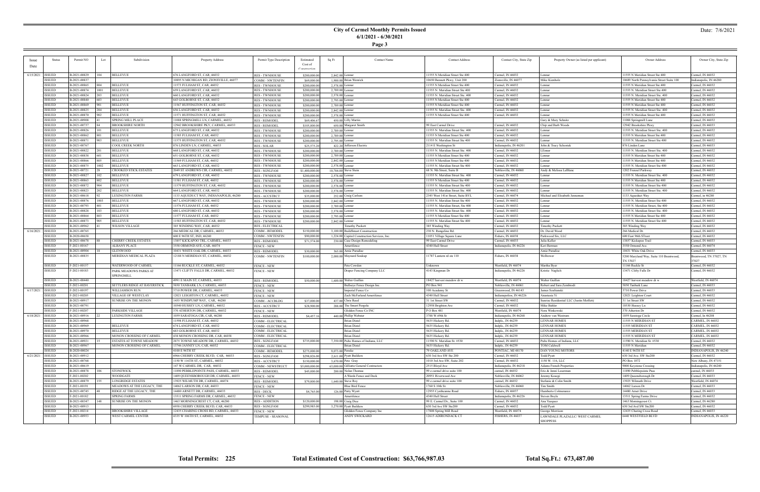# City of Carmel Monthly Permits Issued

**6/1/2021 - 6/30/2021**

Date: 7/6/2021

| Issue Date | Status | Permit NO | Lot | Subdivision | Property Address | Permit Type Description | Estimated Cost of Construction | Sq Ft | Contact Name | Contact Address | Contact City, State Zip | Property Owner (as listed per applicant) | Owner Address | Owner City, State Zip |
|---|---|---|---|---|---|---|---|---|---|---|---|---|---|---|
| 6/15/2021 | ISSUED | B-2021-00829 | 104 | BELLEVUE | 676 LANGFORD ST, CAR, 46032 | RES - TWNHOUSE | $200,000.00 | 2,842.00 | Lennar | 11555 N Meridian Street Ste 400 | Carmel, IN 46032 | Lennar | 11555 N. Meridian Street Ste 400 | Carmel, IN 46032 |
| | ISSUED | B-2021-00837 | | | 10895 N MICHIGAN RD, ZIONSVILLE, 46077 | COMM - NWTENFIN | $69,000.00 | 1,900.00 | Brian Wenrick | 10650 Bennett Pkwy, Unit 200 | Zionsville, IN 46077 | Mike Kienholz | 10689 North Pennsylvania Street Suite 100 | Indianapolis, IN 46280 |
| | ISSUED | B-2021-00865 | 804 | BELLEVUE | 11573 FULHAM ST, CAR, 46032 | RES - TWNHOUSE | $200,000.00 | 2,578.00 | Lennar | 11555 N Meridian Street Ste 400 | Carmel, IN 46032 | Lennar | 11555 N. Meridian Street Ste 400 | Carmel, IN 46032 |
| | ISSUED | B-2021-00874 | 1001 | BELLEVUE | 659 LANGFORD ST, CAR, 46032 | RES - TWNHOUSE | $200,000.00 | 2,578.00 | Lennar | 11555 N Meridian Street Ste 400 | Carmel, IN 46032 | Lennar | 11555 N. Meridian Street Ste 400 | Carmel, IN 46032 |
| | ISSUED | B-2021-00824 | 203 | BELLEVUE | 660 LANGFORD ST, CAR, 46032 | RES - TWNHOUSE | $200,000.00 | 2,578.00 | Lennar | 11555 N. Meridian Street Ste. 400 | Carmel, IN 46032 | Lennar | 11555 N. Meridian Street Ste. 400 | Carmel, IN 46032 |
| | ISSUED | B-2021-00840 | 603 | BELLEVUE | 643 GOLBORNE ST, CAR, 46032 | RES - TWNHOUSE | $200,000.00 | 2,795.00 | Lennar | 11555 N Meridian Street Ste 400 | Carmel, IN 46032 | Lennar | 11555 N. Meridian Street Ste 400 | Carmel, IN 46032 |
| | ISSUED | B-2021-00869 | 901 | BELLEVUE | 11567 HUFFINGTON ST, CAR, 46032 | RES - TWNHOUSE | $200,000.00 | 2,789.00 | Lennar | 11555 N Meridian Street Ste 400 | Carmel, IN 46032 | Lennar | 11555 N. Meridian Street Ste 400 | Carmel, IN 46032 |
| | ISSUED | B-2021-00825 | 204 | BELLEVUE | 656 LANGFORD ST, CAR, 46032 | RES - TWNHOUSE | $200,000.00 | 2,842.00 | Lennar | 11555 N. Meridian Street Ste. 400 | Carmel, IN 46032 | Lennar | 11555 N. Meridian Street Ste. 400 | Carmel, IN 46032 |
| | ISSUED | B-2021-00870 | 902 | BELLEVUE | 11571 HUFFINGTON ST, CAR, 46032 | RES - TWNHOUSE | $200,000.00 | 2,578.00 | Lennar | 11555 N Meridian Street Ste 400 | Carmel, IN 46032 | Lennar | 11555 N. Meridian Street Ste 400 | Carmel, IN 46032 |
| | ISSUED | B-2021-00908 | 41 | SPRING MILL PLACE | 11088 SPRINGMILL LN, CARMEL, 46032 | RES - REMODEL | $69,406.67 | 450.00 | Lilly Martin | | | Gary & Mary Schultz | 11088 Springmill Lane | Carmel, IN 46032 |
| | ISSUED | B-2021-00737 | 84 | BROOKSHIRE NORTH | 12942 BROOKSHIRE PKY, CARMEL, 46033 | RES - REMODEL | $105,800.00 | 650.00 | Margaret Smith | 99 East Carmel Drive | Carmel, IN 46032 | Chip and Barb Woods | 12942 Brookshire Pkwy | Carmel, IN 46033 |
| | ISSUED | B-2021-00826 | 101 | BELLEVUE | 675 LANGFORD ST, CAR, 46032 | RES - TWNHOUSE | $200,000.00 | 2,789.00 | Lennar | 11555 N. Meridian Street Ste. 400 | Carmel, IN 46032 | Lennar | 11555 N. Meridian Street Ste. 400 | Carmel, IN 46032 |
| | ISSUED | B-2021-00862 | 801 | BELLEVUE | 11585 FULHAM ST, CAR, 46032 | RES - TWNHOUSE | $200,000.00 | 2,789.00 | Lennar | 11555 N Meridian Street Ste 400 | Carmel, IN 46032 | Lennar | 11555 N Meridian Street Ste 400 | Carmel, IN 46032 |
| | ISSUED | B-2021-00871 | 903 | BELLEVUE | 11575 HUFFINGTON ST, CAR, 46032 | RES - TWNHOUSE | $200,000.00 | 2,795.00 | Lennar | 11555 N Meridian Street Ste 400 | Carmel, IN 46032 | Lennar | 11555 N. Meridian Street Ste 400 | Carmel, IN 46032 |
| | ISSUED | B-2021-00767 | | COOL CREEK NORTH | 876 LINDEN LN, CARMEL, 46033 | RES - SOLAR | $25,575.20 | 422.20 | Jefferson Electric | 2114 E Washington St | Indianapolis, IN 46201 | John & Tracy Schostek | 876 Linden Lane | Carmel, IN 46033 |
| | ISSUED | B-2021-00822 | 201 | BELLEVUE | 668 LANGFORD ST, CAR, 46032 | RES - TWNHOUSE | $200,000.00 | 2,789.00 | Lennar | 11555 N. Meridian Street Ste. 400 | Carmel, IN 46032 | LEnnar | 11555 N. Meridian Street Ste. 400 | Carmel, IN 46032 |
| | ISSUED | B-2021-00838 | 601 | BELLEVUE | 651 GOLBORNE ST, CAR, 46032 | RES - TWNHOUSE | $200,000.00 | 2,789.00 | Lennar | 11555 N Meridian Street Ste 400 | Carmel, IN 46032 | Lennar | 11555 N. Meridian Street Ste 400 | Carmel, IN 46032 |
| | ISSUED | B-2021-00866 | 805 | BELLEVUE | 11569 FULHAM ST, CAR, 46032 | RES - TWNHOUSE | $200,000.00 | 2,842.00 | Lennar | 11555 N Meridian Street Ste 400 | Carmel, IN 46032 | Lennar | 11555 N. Meridian Street Ste 400 | Carmel, IN 46032 |
| | ISSUED | B-2021-00875 | 1002 | BELLEVUE | 663 LANGFORD ST, CAR, 46032 | RES - TWNHOUSE | $200,000.00 | 2,578.00 | Lennar | 11555 N. Meridian Street Ste 400 | Carmel, IN 46032 | Lennar | 11555 N. Meridian Street Ste 400 | Carmel, IN 46032 |
| | ISSUED | B-2021-00721 | 28 | CROOKED STICK ESTATES | 2049 ST ANDREWS CIR, CARMEL, 46032 | RES - SGNLFAM | $1,400,000.00 | 10,784.00 | Steve Stein | 68 N. 9th Street, Suite B | Noblesville, IN 46060 | Andy & Melissa LeBlanc | 1202 Frenzel Parkway | Carmel, IN 46032 |
| | ISSUED | B-2021-00827 | 102 | BELLEVUE | 679 LANGFORD ST, CAR, 46032 | RES - TWNHOUSE | $200,000.00 | 2,578.00 | Lennar | 11555 N. Meridian Street Ste. 400 | Carmel, IN 46032 | Lennar | 11555 N. Meridian Street Ste. 400 | Carmel, IN 46032 |
| | ISSUED | B-2021-00863 | 802 | BELLEVUE | 11581 FULHAM ST, CAR, 46032 | RES - TWNHOUSE | $200,000.00 | 2,578.00 | Lennar | 11555 N Meridian Street Ste 400 | Carmel, IN 46032 | Lennar | 11555 N. Meridian Street Ste 400 | Carmel, IN 46032 |
| | ISSUED | B-2021-00872 | 904 | BELLEVUE | 11579 HUFFINGTON ST, CAR, 46032 | RES - TWNHOUSE | $200,000.00 | 2,578.00 | Lennar | 11555 N. Meridian Street Ste 400 | Carmel, IN 46032 | Lennar | 11555 N. Meridian Street Ste 400 | Carmel, IN 46032 |
| | ISSUED | B-2021-00823 | 202 | BELLEVUE | 664 LANGFORD ST, CAR, 46032 | RES - TWNHOUSE | $200,000.00 | 2,578.00 | Lennar | 11555 N. Meridian Street Ste. 400 | Carmel, IN 46032 | Lennar | 11555 N. Meridian Street Ste. 400 | Carmel, IN 46032 |
| | ISSUED | B-2021-00618 | 92 | LEXINGTON FARMS | 1133 AQUEDUCT WAY, INDIANAPOLIS, 46280 | RES - ACCSTRCT | $35,000.00 | 252.00 | Craig Carlson | 2345 West 141st Street; Suite BYL | Carmel, IN 46074 | Michael and Elisabeth Jenneman | 1133 Aqueduct Way | Carmel, in 46280 |
| | ISSUED | B-2021-00876 | 1003 | BELLEVUE | 667 LANGFORD ST, CAR, 46032 | RES - TWNHOUSE | $200,000.00 | 2,842.00 | Lennar | 11555 N. Meridian Street Ste 400 | Carmel, IN 46032 | Lennar | 11555 N. Meridian Street Ste 400 | Carmel, IN 46032 |
| | ISSUED | B-2021-00793 | 401 | BELLEVUE | 11576 FULHAM ST, CAR, 46032 | RES - TWNHOUSE | $200,000.00 | 2,789.00 | Lennar | 11555 N. Meridian Street, Ste 400 | Carmel, IN 46032 | Lennar | 11555 N. Meridian Street, Ste 400 | Carmel, IN 46032 |
| | ISSUED | B-2021-00828 | 103 | BELLEVUE | 680 LANGFORD ST, CAR, 46032 | RES - TWNHOUSE | $200,000.00 | 2,578.00 | Lennar | 11555 N. Meridian Street Ste. 400 | Carmel, IN 46032 | Lennar | 11555 N. Meridian Street Ste. 400 | Carmel, IN 46032 |
| | ISSUED | B-2021-00864 | 803 | BELLEVUE | 11577 FULHAM ST, CAR, 46032 | RES - TWNHOUSE | $200,000.00 | 2,795.00 | Lennar | 11555 N Meridian Street Ste 400 | Carmel, IN 46032 | Lennar | 11555 N. Meridian Street Ste 400 | Carmel, IN 46032 |
| | ISSUED | B-2021-00873 | 905 | BELLEVUE | 11583 HUFFINGTON ST, CAR, 46032 | RES - TWNHOUSE | $200,000.00 | 2,842.00 | Lennar | 11555 N. Meridian Street Ste 400 | Carmel, IN 46032 | Lennar | 11555 N. Meridian Street Ste 400 | Carmel, IN 46032 |
| | ISSUED | B-2021-00962 | 41 | WILSON VILLAGE | 385 WINDING WAY, CAR, 46032 | RES - ELECTRICAL | | | Timothy Puckett | 385 Winding Way | Carmel, IN 46032 | Timothy Puckett | 385 Winding Way | Carmel, IN 46032 |
| 6/16/2021 | ISSUED | B-2021-00765 | | | 266 MEDICAL DR, CARMEL, 46032 | COMM - REMODEL | $150,000.00 | 3,100.00 | BuildSmart Construction | 230 N. Rangeline Rd. | Carmel, IN 46032 | Dr. David Wood | 266 Medical Dr. | Carmel, IN 46032 |
| | ISSUED | B-2020-00658 | | | 600 E 96TH ST, IND, 46240 | COMM - NWTENFIN | $90,000.00 | 1,224.00 | Capitol Construction Services, Inc. | 11051 Village Square Lane | Fishers, IN 46038 | Parkwood Six, LLC | 600 East 96th STreet | Carmel, IN 46032 |
| | ISSUED | B-2021-00878 | 88 | CHERRY CREEK ESTATES | 13857 KICKAPOO TRL, CARMEL, 46033 | RES - REMODEL | $71,574.00 | 230.00 | Case Design Remodeling | 99 East Carmel Drive | Carmel, IN 46033 | Julia Keller | 13857 Kickapoo Trail | Carmel, IN 46033 |
| | ISSUED | F-2021-00167 | | ALBANY PLACE | 3558 ORMOND AVE, CAR, 46074 | FENCE - NEW | | | Amerifence | 4340 Hull Street | Indianapolis, IN 46226 | Keri Berman | 3558 Ormond Ave. | Carmel, IN 46074 |
| | ISSUED | B-2021-00904 | 18 | GLENWOOD | 10431 WHITE OAK DR, CARMEL, 46033 | RES - REMODEL | $30,000.00 | 365.00 | Amie Paradise | | | Amie Paradise | 10431 White Oak Drive | Carmel, IN 46033 |
| | ISSUED | B-2021-00835 | | MERIDIAN MEDICAL PLAZA | 12188 N MERIDIAN ST, CARMEL, 46032 | COMM - NWTENFIN | $100,000.00 | 2,000.00 | Maynard Soukup | 11787 Lantern rd ste 110 | Fishers, IN 46038 | Welltower | 5200 Maryland Way, Suite 110 Brentwood, TN 37027 | Brentwood, TN 37027, TN 37027 |
| | ISSUED | F-2021-00157 | | WATERWOOD OF CARMEL | 11166 RUCKLE ST, CARMEL, 46032 | FENCE - NEW | | | Pete Cowden | Unknown | Westfield, IN 46074 | Martha Byer | 11166 Ruckle St | Carmel, IN 46032 |
| | ISSUED | F-2021-00183 | | PARK MEADOWS PARKS AT SPRINGMILL | 13471 CLIFTY FALLS DR, CARMEL, 46032 | FENCE - NEW | | | Draper Fencing Company LLC | 4143 Kingman Dr | Indianapolis, IN 46226 | Kristie Naglich | 13471 Clifty Falls Dr | Carmel, IN 46032 |
| | ISSUED | B-2021-00440 | | | 4991 E MAIN ST, CARMEL, 46033 | RES - REMODEL | $50,000.00 | 1,600.00 | Walter Guillen | 18427 harvest meadow dr w | Westfield, IN 46074 | Walter Guillen | 18427 harvest meadow dr w | Westfield, IN 46074 |
| | ISSUED | F-2021-00201 | | SETTLERS RIDGE AT HAVERSTICK | 5850 TANBARK LN, CARMEL, 46033 | FENCE - NEW | | | Bullseye Fence Design Inc. | PO Box 941 | Noblesville, IN 46061 | Robert and Sara Zembrodt | 5850 Tanbark Lane | Carmel, IN 46033 |
| 6/17/2021 | ISSUED | F-2021-00197 | | WILLIAMSON RUN | 3710 POWER DR, CARMEL, 46033 | FENCE - NEW | | | Imperial Fence Co | 100 Academy St | Greenwood, IN 46143 | James Szafranski | 3710 Power Drive | Carmel, IN 46033 |
| | ISSUED | F-2021-00205 | | VILLAGE OF WESTCLAY | 12021 LEIGHTON CT, CARMEL, 46032 | FENCE - NEW | | | Zach McFarland Amerifence | 4340 Hull Street | Indianapolis, IN 46226 | Anastasia Yi | 12021 Leighton Court | Carmel, IN 46032 |
| | ISSUED | B-2021-00917 | | SUNRISE ON THE MONON | 1455 WINDPUMP WAY, CAR, 46280 | COMM - ACCBLDG | $37,000.00 | 437.00 | Chris Reed | 31 1st Street SW | Carmel, IN 46032 | Sunrise Residential LLC (Justin Moffett) | 31 1st Street SW | Carmel, IN 46032 |
| | ISSUED | B-2021-00791 | | | 10540 HUSSEY LN, CARMEL, 46032 | RES - ACCSTRCT | $28,900.00 | 288.00 | The Smart Pergola | 12958 Brighton Ave | Carmel, IN 46032 | Mike Bahler | 10530 Hussey Ln | Carmel, IN 46032 |
| | ISSUED | F-2021-00207 | | PARKSIDE VILLAGE | 370 ATHERTON DR, CARMEL, 46032 | FENCE - NEW | | | Glidden Fence Co INC | P O Box 481 | Westfield, IN 46074 | Nora Winkowski | 370 Atherton Dr | Carmel, IN 46032 |
| 6/18/2021 | ISSUED | B-2021-00916 | 22 | LEXINGTON FARMS | 1059 SARATOGA CIR, CAR, 46280 | RES - REMODEL | $4,457.16 | 440.00 | Phillip Webster | 3788 W 69th St | Indianapolis, IN 46268 | Andrew van Westrum | 1059 Saratoga Circle | Carmel, In 46208 |
| | ISSUED | B-2021-00968 | | | 11598 FULHAM ST, CAR, 46032 | COMM - ELECTRICAL | | | Brian Dietel | 5635 Hickory Rd. | Indpls., IN 46239 | LENNAR HOMES | 11555 N MERIDIAN ST | CARMEL, IN 46032 |
| | ISSUED | B-2021-00969 | | BELLEVUE | 674 LANGFORD ST, CAR, 46032 | COMM - ELECTRICAL | | | Brian Dietel | 5635 Hickory Rd. | Indpls., IN 46239 | LENNAR HOMES | 11555 MERIDIAN ST | CARMEL, IN 46032 |
| | ISSUED | B-2021-00970 | | BELLEVUE | 683 GOLBORNE ST, CAR, 46032 | COMM - ELECTRICAL | | | Brian Dietel | 5635 Hickory Rd. | Indpls., IN 46239 | LENNAR HOMES | 11555 MERIDIAN ST | CARMEL, IN 46032 |
| | ISSUED | B-2021-00966 | | MONON CROSSING OF CARMEL | 438 MONON CROSSING DR, CAR, 46038 | COMM - ELECTRICAL | | | Brian Dietel | 5635 Hickory Rd. | Indpls., IN 46239 | LENNAR HOMES | 11555 N MERIDIAN ST | CARMEL, IN 46032 |
| | ISSUED | B-2021-00921 | 15 | ESTATES AT TOWNE MEADOW | 2875 TOWNE MEADOW DR, CARMEL, 46032 | RES - SGNLFAM | $735,000.00 | 7,350.00 | Pulte Homes of Indiana, LLC | 11590 N. Meridian St. #530 | Carmel, IN 46032 | Pulte Homes of Indiana, LLC | 11590 N. Meridian St. #530 | Carmel, IN 46032 |
| | ISSUED | B-2021-00967 | | MONON CROSSING OF CARMEL | 13746 JANNEY LN, CAR, 46032 | COMM - ELECTRICAL | | | Brian Dietel | 5635 Hickory Rd. | Indpls., IN 46239 | TOM Caldwell | 11555 N Meridian | Carmel, IN 46032 |
| | ISSUED | B-2020-00024 | | | 4100 E 96TH ST | COMM - REMODEL | $275,000.00 | 9,073.00 | Penske | 79 OAKLAND AVE | PONTIAC, MI 48170 | DAN YOUNG MOTORS | 4140 E 96TH ST | INDIANAPOLIS, IN 46240 |
| 6/21/2021 | ISSUED | B-2021-00912 | | | 6966 CHERRY CREEK BLVD, CAR, 46033 | RES - SGNLFAM | $298,826.00 | 2,611.00 | Pyatt Builders | 630 3rd Ave SW Ste 200 | Carmel, IN 46032 | Todd Pyatt | 630 3rd Ave. SW Ste200 | Carmel, IN 46032 |
| | ISSUED | B-2021-00768 | | | 1150 W 116TH ST, CARMEL, 46032 | RES - ACCSTRCT | $150,000.00 | 1,670.00 | Pete Gray | 1010 3rd Ave SW, Suite 202 | Carmel, IN 46032 | 1150 W. 116, LLC | PO Box 1072 | New Albany, IN 47151 |
| | ISSUED | B-2021-00619 | | | 147 W CARMEL DR, CAR, 46032 | COMM - NEWSTRUCT | $5,000,000.00 | 63,000.00 | Gilliatte General Contractors | 2515 Bloyd Ave | Indianapolis, IN 46218 | Adams French Properties | 9000 Keystone Crossing | Indianapolis, IN 46240 |
| | ISSUED | B-2021-00878 | 106 | STONEWICK | 11890 PEBBLEPOINTE PASS, CARMEL, 46033 | RES - REMODEL | $45,000.00 | 200.00 | Nolan Thomas | 99 e carmel drive suite 100 | carmel, IN 46032 | Eric & Jenni Leserman | 11890 Pebblepointe Pass | carmel, IN 46033 |
| | ISSUED | F-2021-00202 | | WOODGATE | 1409 QUEENSBOROUGH DR, CARMEL, 46033 | FENCE - NEW | | | A Wards Fence and Deck | 20951 Riverwood Ave | Noblesville, IN 46062 | Jeremy Kosegi | 1409 Queensborough Dr | Carmel, IN 46033 |
| | ISSUED | B-2021-00879 | 155 | LONGRIDGE ESTATES | 13925 WILMUTH DR, CARMEL, 46074 | RES - REMODEL | $79,800.00 | 1,640.00 | Steve Roy | 99 e carmel drive suite 100 | carmel, IN 46032 | Stefanie & Colin Smith | 13925 Wilmuth Drive | Westfield, IN 46074 |
| | ISSUED | F-2021-00191 | | MEADOWS AT THE LEGACY, THE | 14062 LARSON DR, CAR, 46033 | FENCE - NEW | | | Blue Bird Fence | 1760 S 10th St. | Noblesville, IN 46060 | Tim Smith | 14062 Larson Dr | Carmel, IN 46033 |
| | ISSUED | B-2021-00745 | 48 | RIDGE AT THE LEGACY, THE | 14480 ARNETT DR, CARMEL, 46033 | RES - DECK | $4,765.00 | 126.00 | Patty Wyatt | 12955 Cyntheanne Road | Fishers, IN 46037 | Humberto Colmenarez | 14480 Arnet Drive | Carmel, IN 46033 |
| | ISSUED | F-2021-00182 | | SPRING FARMS | 13511 SPRING FARMS DR, CARMEL, 46032 | FENCE - NEW | | | Amerifence | 4340 Hull Street | Indianapolis, IN 46226 | Steven Boyle | 13511 Spring Farms Drive | Carmel, IN 46032 |
| | ISSUED | B-2021-00347 | 148 | SUNRISE ON THE MONON | 1463 MORNINGCREST CT, CAR, 46280 | RES - ADDITION | $120,000.00 | 198.00 | Craig Dice | 99 E. Carmel Dr., Suite 100 | Carmel, IN 46032 | Ana Vazquez | 1463 Morningcrest Ct. | Carmel, IN 46280 |
| | ISSUED | B-2021-00913 | | | 6958 CHERRY CREEK BLVD, CAR, 46033 | RES - SGNLFAM | $299,985.00 | 3,270.00 | Pyatt Builders | 630 3rd Ave SW Ste200 | Carmel, IN 46032 | Todd Pyatt | 630 3rd Ave SW Ste200 | Carmel, IN 46032 |
| | ISSUED | F-2021-00214 | | BROOKSHIRE VILLAGE | 12435 CHARING CROSS RD, CARMEL, 46033 | FENCE - NEW | | | Glidden Fence Company Inc | 17808 Spring Mill Road | Westfield, IN 46074 | George Morrison | 12435 Charing Cross Road | Carmel, IN 46033 |
| | ISSUED | B-2021-00953 | | WEST CARMEL CENTER | 4335 W 106TH ST, CARMEL, 46032 | TEMPUSE - SEASONAL | | | ANDY SWICKARD | 12615 ADIRONDACK CT | FISHERS, IN 46037 | LAWNDALE PLAZALLC/ WEST CARMEL SHOPPESS | 6440 WESTFIELD BLVD | INDIANAPOLIS, IN 46220 |

**Total Permits: 225** | **Total Estimated Cost of Construction: $63,766,987.03** | **Total Sq.Ft.: 673,487.00**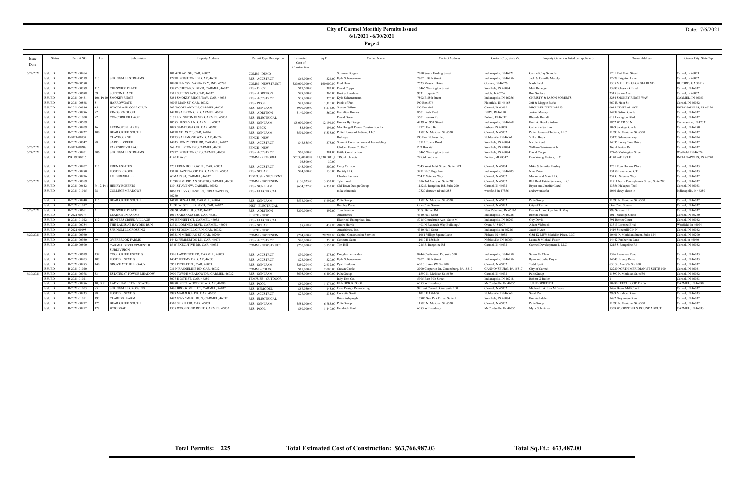# City of Carmel Monthly Permits Issued

**6/1/2021 - 6/30/2021**

Date: 7/6/2021

| Issue Date | Status | Permit NO | Lot | Subdivision | Property Address | Permit Type Description | Estimated Cost of Construction | Sq Ft | Contact Name | Contact Address | Contact City, State Zip | Property Owner (as listed per applicant) | Owner Address | Owner City, State Zip |
|---|---|---|---|---|---|---|---|---|---|---|---|---|---|---|
| 6/22/2021 | ISSUED | B-2021-00964 | | | 101 4TH AVE SE, CAR, 46032 | COMM - DEMO | | | Suzanne Borges | 2050 South Harding Street | Indianapolis, IN 46221 | Carmel Clay Schools | 5201 East Main Street | Carmel, In 46033 |
| | ISSUED | B-2021-00319 | 213 | SPRINGMILL STREAMS | 12978 BRIGHTON LN, CAR, 46032 | RES - ACCSTRCT | $66,000.00 | 324.00 | Kyle Scheuermann | 7802 E 88th Street | Indianapolis, IN 46256 | Jack & Camille Murphy | 12978 Brighton Lane | Carmel, In 46032 |
| | ISSUED | B-2020-00580 | | | 10200 PENNSYLVANIA PKY, IND, 46280 | COMM - NEWSTRUCT | $20,000,000.00 | 160,000.00 | Fred Ham | 2525 Messick Drive | Goshen, IN 46526 | Nash Patel | 1305 MALL OF GEORGIA BLVD | BUFORD, GA 30519 |
| | ISSUED | B-2021-00789 | 116 | CHESWICK PLACE | 13887 CHESWICK BLVD, CARMEL, 46032 | RES - DECK | $17,500.00 | 382.00 | David Coppa | 17466 Washington Street | Westfield, IN 46074 | Matt Belanger | 13887 Cheswick Blvd. | Carmel, IN 46032 |
| | ISSUED | B-2021-00698 | 69 | SUTTON PLACE | 2515 SUTTON AVE, CAR, 46032 | RES - ADDITION | $89,000.00 | 365.00 | Kurt Schmadeke | 9731 Iroquois Ct | Indpls, In 46256 | Ron Surface | 2515 Sutton Ave | Carmel, In 46032 |
| | ISSUED | B-2021-00481 | 106, Pt 10 | SMOKEY RIDGE | 3254 SMOKEY RIDGE WAY, CAR, 46033 | RES - ACCSTRCT | $38,000.00 | 376.00 | Kyle Scheuermann | 7802 E 88th Street | Indianapolis, IN 46256 | CHRISTY & JASON ROBERTS | 3254 SMOKEY RIDGE WAY | CARMEL, IN 46033 |
| | ISSUED | B-2021-00868 | 5 | HARROWGATE | 660 E MAIN ST, CAR, 46032 | RES - POOL | $81,000.00 | 1,110.00 | Pools of Fun | PO Box 576 | Plainfield, IN 46168 | Jeff & Maggie Banks | 660 E. Main St. | Carmel, IN 46032 |
| | ISSUED | B-2021-00886 | 45 | WOODLAND GOLF CLUB | 202 WOODLAND LN, CARMEL, 46032 | RES - SGNLFAM | $900,000.00 | 5,274.00 | Steven Wilson | PO Box 649 | Carmel, IN 46082 | MICHAEL FITZHARRIS | 6015 CENTRAL AVE | INDIANAPOLIS, IN 46220 |
| | ISSUED | B-2021-00896 | 92 | KINGSBOROUGH | 14238 SAFFRON CIR, CARMEL, 46032 | RES - ADDITION | $140,000.00 | 560.00 | Hamilton Homes | 8501 Bash Road | INDY, IN 46250 | JoAnn Matory | 14238 Safron Circle | Carmel, IN 46032 |
| | ISSUED | B-2021-01000 | 92 | CONCORD VILLAGE | 617 LEXINGTON BLVD, CARMEL, 46032 | RES - ELECTRICAL | | | David Goen | 5501 Lennox Rd | Poland, IN 46032 | Rhonda Brandt | 617 Lexington Blvd. | Carmel, IN 46032 |
| | ISSUED | B-2021-00509 | | | 10585 HUSSEY LN, CARMEL, 46032 | RES - SGNLFAM | $5,000,000.00 | 12,194.00 | Homes By Design | 4239 W. 96th Street | Indianapolis, IN 46268 | Brett & Brooke Adams | 1862 W. CR 50 N. | Connersville, IN 47331 |
| | ISSUED | B-2021-00909 | 16 | LEXINGTON FARMS | 1099 SARATOGA CIR, CAR, 46280 | RES - DECK | $3,500.00 | 196.00 | MacDougall Pierce Construction Inc | 12720 Ford Dr. | Fishers, IN 46038 | Catherine Sartino | 1099 Saratoga Circle | Carmel, IN 46280 |
| | ISSUED | B-2021-00922 | 100 | BEAR CREEK SOUTH | 14178 ATLAS CT, CAR, 46074 | RES - SGNLFAM | $501,000.00 | 5,538.00 | Pulte Homes of Indiana, LLC | 11590 N. Meridian St. #530 | Carmel, IN 46032 | Pulte Homes of Indiana, LLC | 11590 N. Meridian St. #530 | Carmel, IN 46032 |
| | ISSUED | F-2021-00134 | | CLAYBOURNE | 13173 SALAMONE WAY, CAR, 46074 | FENCE - NEW | | | Bullseye | PO Box Noblesville, | Noblesville, IN 46061 | Vilkn Braja | 13173 Salamone way | Carmel, IN 46074 |
| | ISSUED | B-2021-00747 | 98 | SADDLE CREEK | 14035 HONEY TREE DR, CARMEL, 46032 | RES - ACCSTRCT | $48,555.00 | 378.00 | Summit Construction and Remodeling | 17112 Towne Road | Westfield, IN 46074 | Nicole Reed | 14035 Honey Tree Drive | Carmel, IN 46032 |
| 6/23/2021 | ISSUED | F-2021-00208 | | PARKSIDE VILLAGE | 368 ATHERTON DR, CARMEL, 46032 | FENCE - NEW | | | Glidden Fence Co INC | P O Box 481 | Westfield, IN 47074 | William Winkowski Jr | 368 Atherton Dr | Carmel, IN 46032 |
| 6/24/2021 | ISSUED | B-2021-00901 | 206 | SPRINGMILL STREAMS | 12877 BRIGHTON CIR, CARMEL, 46032 | RES - ACCSTRCT | $65,000.00 | 384.00 | Hittle Construction | 17466 Washington Street | Westfield, IN 46074 | David Coppa | 17466 Washington Street | Westfield, IN 46074 |
| | ISSUED | PB_19080016 | | | 4140 E 96 ST | COMM - REMODEL | $703,800,0057 03,800.00 | 11,730.0011,7 30.00 | TDG Architects | 79 Oakland Ave | Pontiac, MI 48342 | Don Young Motors, LLC | 4140 96TH ST E | INDIANAPOLIS, IN 46240 |
| | ISSUED | B-2021-00902 | 113 | EDEN ESTATES | 3231 EDEN HOLLOW PL, CAR, 46033 | RES - ACCSTRCT | $45,000.00 | 300.00 | Craig Carlson | 2345 West 141st Street, Suite BYL | Carmel, IN 46074 | Mike & Jennifer Bushey | 3231 Eden Hollow Place | Carmel, IN 46033 |
| | ISSUED | B-2021-00980 | | FOSTER GROVE | 13150 HAZELWOOD DR, CARMEL, 46033 | RES - SOLAR | $24,000.00 | 530.00 | Rectify LLC | 3911 N College Ave | Indianapolis, IN 46205 | Nina Price | 13150 Hazelwood CT | Carmel, IN 46033 |
| | ISSUED | B-2021-00976 | | I MENDENHALL | W MAIN ST, CARMEL, 46032 | TEMPUSE - SPCLEVNT | | | Charles Lazzara | 254 C Veterans Way | Carmel, IN 46032 | Monon and Main LLC | 254 C Veterans Way | Carmel, IN 46032 |
| 6/25/2021 | ISSUED | B-2021-00769 | | | 11590 N MERIDIAN ST #220, CARMEL, 46032 | COMM - NWTENFIN | $136,623.00 | 3,852.00 | Tyler Ford | 1016 3rd Ave. SW, Suite 200 | Carmel, IN 46032 | REI Real Estate Services, LLC | 11711 North Pennsylvania Street, Suite 200 | Carmel, IN 46032 |
| | ISSUED | B-2021-00642 | Pt 12, Pt 1 | HENRY ROBERTS | 130 1ST AVE NW, CARMEL, 46032 | RES - SGNLFAM | $634,327.00 | 4,352.00 | Old Town Design Group | 1132 S. Rangeline Rd. Suite 200 | Carmel, IN 46032 | Bryan and Jennifer Lapel | 13356 Kickapoo Trail | Carmel, IN 46033 |
| | ISSUED | B-2021-01015 | 78 | COLLEGE MEADOWS | 1060 CHEVY CHASE LN, INDIANAPOLIS, 46280 | RES - ELECTRICAL | | | mike edmonds | 17520 dartown rd unit 285 | westfield, in 47356 | andrew unkefer | 1060 chevy chase ln | indianapolis, in 46280 |
| | ISSUED | B-2021-00940 | 115 | BEAR CREEK SOUTH | 14198 DENALI DR, CARMEL, 46074 | RES - SGNLFAM | $538,000.00 | 5,692.00 | PulteGroup | 11590 N. Meridian St. #530 | Carmel, IN 46032 | PulteGroup | 11590 N. Meridian St. #530 | Carmel, IN 46032 |
| | ISSUED | B-2021-01017 | | | 11091 WESTFIELD BLVD, CAR, 46032 | INST - ELECTRICAL | | | Bradley Pease | One Civic Square | Carmel, IN 46023 | City of Carmel | One Civic Square | Carmel, IN 46032 |
| 6/28/2021 | ISSUED | B-2021-00661 | 3 | CHESWICK PLACE | 998 SUMMER HL, CAR, 46032 | RES - ADDITION | $200,000.00 | 492.00 | Tom Pearson | 33 S. Bittner Rd. | New Palestine, IN 46163 | Dennis L. and Cynthia D. May | 998 Summer Hill | Carmel, IN 46032 |
| | ISSUED | F-2021-00074 | | LEXINGTON FARMS | 1011 SARATOGA CIR, CAR, 46280 | FENCE - NEW | | | Amerifence | 4340 Hull Street | Indianapolis, IN 46226 | Brenda Frosch | 1011 Saratoga Circle | Carmel, IN 46280 |
| | ISSUED | B-2021-01022 | 112 | HUNTERS CREEK VILLAGE | 791 BENNETT CT, CARMEL, 46032 | RES - ELECTRICAL | | | Electrical Enterprises, Inc. | 5715 Churchman Ave., Suite M | Indianapolis, IN 46203 | Guy Duval | 791 Bennet Court | Carmel, IN 46032 |
| | ISSUED | B-2021-00754 | | THE LAKES AT HAYDEN RUN | 13313 LORENZO BLVD, CARMEL, 46074 | RES - SOLAR | $8,458.00 | 437.80 | Andre Harris | 1403 N Research Way Building J | Orem, Ut 84097 | Adam Viebrock | 13313 Lorenzo Blvd | Westfield, In 46074 |
| | ISSUED | F-2021-00198 | | SPRINGMILL CROSSING | 1419 STONEMILL CIR N, CAR, 46032 | FENCE - NEW | | | Amerifence, Inc. | 4340 Hull Street | Indianapolis, in 46226 | Jacob Hyten | 1419 Stonemill Cir. N | Carmel, IN 46032 |
| 6/29/2021 | ISSUED | B-2021-00960 | | | 10333 N MERIDIAN ST, CAR, 46290 | COMM - NWTENFIN | $204,900.00 | 29,292.00 | Capitol Construction Services | 11051 Village Square Lane | Fishers, IN 46038 | G&I IX MIW Meridian Plaza, LLC | 10401 N. Meridian Street, Suite 124 | Carmel, IN 46290 |
| | ISSUED | B-2020-00930 | 69 | OVERBROOK FARMS | 14442 PEMBERTON LN, CAR, 46074 | RES - ACCSTRCT | $80,000.00 | 350.00 | Concetta Scott | 11010 E 156th St | Noblesville, IN 46060 | Laura & Michael Foster | 14442 Pemberton Lane | Carmel, in 46060 |
| | ISSUED | B-2020-00590 | | CARMEL DEVELOPMENT II SUBDIVISION | 15 W EXECUTIVE DR, CAR, 46032 | COMM - NEWSTRUCT | $250,000.00 | 3,155.00 | Tim Hill | 1215 S. Rangeline Rd | Carmel, IN 46032 | Carmel Development II, LLC | 1215 S. Rangeline Rd | Carmel, IN 46032 |
| | ISSUED | B-2021-00679 | 139 | COOL CREEK ESTATES | 1326 LAWRENCE RD, CARMEL, 46033 | RES - ACCSTRCT | $30,000.00 | 278.00 | Douglas Fernandes | 8444 Castlewood Dr, suite 500 | Indianapolis, IN 46250 | Susan McClain | 1326 Lawrence Road | Carmel, IN 46033 |
| | ISSUED | B-2021-00903 | 107 | FOSTER ESTATES | 14347 JEREMY DR, CAR, 46033 | RES - ACCSTRCT | $28,000.00 | 320.00 | Kyle Scheuermann | 7802 E 88th Street | Indianapolis, IN 46256 | Ryan and Julie Doyle | 14347 Jeremy Drive | Carmel, IN 46033 |
| | ISSUED | B-2021-00985 | 140 | GROVE AT THE LEGACY | 6955 PICKETT PL, CAR, 46033 | RES - SGNLFAM | $250,294.00 | 2,632.00 | Pyatt Builders | 630 3rd Ave SW Ste 200 | Carmel, IN 46032 | Todd Pyatt | 630 3rd Ave SW Ste 200 | Carmel, IN 46032 |
| | ISSUED | B-2021-01020 | | | 931 N RANGELINE RD, CAR, 46032 | COMM - COLOC | $15,000.00 | 2,000.00 | Crown Castle | 2000 Corporate Dr, Canonsburg, PA 15317 | CANNONSBURG, PA 15317 | City of Carmel | 12220 NORTH MERIDIAN ST SUITE 100 | Carmel, IN 46031 |
| 6/30/2021 | ISSUED | B-2021-00978 | 35 | ESTATES AT TOWNE MEADOW | 2900 TOWNE MEADOW DR, CARMEL, 46032 | RES - SGNLFAM | $695,000.00 | 6,400.00 | PulteGroup | 11590 N. Meridian St. #530 | Carmel, IN 46032 | PulteGroup | 11590 N. Meridian St. #530 | Carmel, IN 46032 |
| | ISSUED | B-2021-01021 | | | 3077 E 98TH ST, CAR, 46280 | TEMPUSE - OUTDOOR | | | Indy Tent Co. | 5995 East 30th Street | Indianapolis, IN 46218 | Robert G Butler | 1 | Carmel, IN 46033 |
| | ISSUED | B-2021-00986 | 10, Pt 9 | LADY HAMILTON ESTATES | 10980 BEECHWOOD DR W, CAR, 46280 | RES - POOL | $50,000.00 | 1,250.00 | HENDRICK POOL | 6383 W Broadway | McCordsville, IN 46055 | JULIE GRIFFITH | 10980 BEECHWOOD DR W | CARMEL, IN 46280 |
| | ISSUED | B-2021-01003 | 85 | SPRINGMILL CROSSING | 1486 BROOK MILL CT, CARMEL, 46032 | RES - REMODEL | $57,050.00 | 145.00 | Case Design Remodeling | 99 East Carmel Drive Suite 100 | Carmel, IN 46032 | Michael E & Lisa M Grove | 1486 Brook Mill Court | Carmel, IN 46032 |
| | ISSUED | B-2021-00933 | 78 | FOSTER ESTATES | 2989 MARALICE DR, CAR, 46033 | RES - ACCSTRCT | $27,000.00 | 235.00 | Concetta Scott | 11010 E 156th St | Noblesville, IN 46060 | Sarah Pei | 2989 Maralice Drive | Carmel, IN 46033 |
| | ISSUED | B-2021-01051 | 193 | CLARIDGE FARM | 1482 GWYNMERE RUN, CARMEL, 46032 | RES - ELECTRICAL | | | Brian Ashpaugh | 17903 Sun Park Drive, Suite 5 | Westfield, IN 46074 | Bonnie Edelen | 1482 Gwynmere Run | Carmel, IN 46032 |
| | ISSUED | B-2021-00972 | 125 | BEAR CREEK SOUTH | 4510 SPIRIT CIR, CAR, 46074 | RES - SGNLFAM | $584,000.00 | 6,783.00 | PulteGroup | 11590 N. Meridian St. #530 | Carmel, IN 46032 | PulteGroup | 11590 N. Meridian St. #530 | Carmel, IN 46032 |
| | ISSUED | B-2021-00952 | 128 | WOODGATE | 1338 WOODPOND RDBT, CARMEL, 46033 | RES - POOL | $50,000.00 | 1,440.00 | Hendrick Pool | 6383 W Broadway | McCordsville, IN 46055 | Myra Schnitzler | 1338 WOODPOND N ROUNDABOUT | CARMEL, IN 46033 |

**Total Permits: 225** **Total Estimated Cost of Construction: $63,766,987.03** **Total Sq.Ft.: 673,487.00**